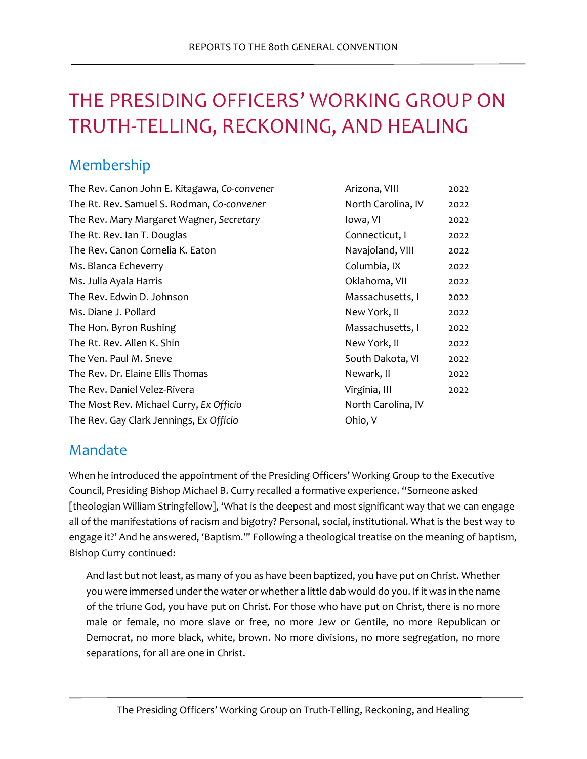# THE PRESIDING OFFICERS' WORKING GROUP ON TRUTH-TELLING, RECKONING, AND HEALING

## Membership

| | | |
|---|---|---|
| The Rev. Canon John E. Kitagawa, *Co-convener* | Arizona, VIII | 2022 |
| The Rt. Rev. Samuel S. Rodman, *Co-convener* | North Carolina, IV | 2022 |
| The Rev. Mary Margaret Wagner, *Secretary* | Iowa, VI | 2022 |
| The Rt. Rev. Ian T. Douglas | Connecticut, I | 2022 |
| The Rev. Canon Cornelia K. Eaton | Navajoland, VIII | 2022 |
| Ms. Blanca Echeverry | Columbia, IX | 2022 |
| Ms. Julia Ayala Harris | Oklahoma, VII | 2022 |
| The Rev. Edwin D. Johnson | Massachusetts, I | 2022 |
| Ms. Diane J. Pollard | New York, II | 2022 |
| The Hon. Byron Rushing | Massachusetts, I | 2022 |
| The Rt. Rev. Allen K. Shin | New York, II | 2022 |
| The Ven. Paul M. Sneve | South Dakota, VI | 2022 |
| The Rev. Dr. Elaine Ellis Thomas | Newark, II | 2022 |
| The Rev. Daniel Velez-Rivera | Virginia, III | 2022 |
| The Most Rev. Michael Curry, *Ex Officio* | North Carolina, IV | |
| The Rev. Gay Clark Jennings, *Ex Officio* | Ohio, V | |

## Mandate

When he introduced the appointment of the Presiding Officers' Working Group to the Executive Council, Presiding Bishop Michael B. Curry recalled a formative experience. "Someone asked [theologian William Stringfellow], 'What is the deepest and most significant way that we can engage all of the manifestations of racism and bigotry? Personal, social, institutional. What is the best way to engage it?' And he answered, 'Baptism.'" Following a theological treatise on the meaning of baptism, Bishop Curry continued:

> And last but not least, as many of you as have been baptized, you have put on Christ. Whether you were immersed under the water or whether a little dab would do you. If it was in the name of the triune God, you have put on Christ. For those who have put on Christ, there is no more male or female, no more slave or free, no more Jew or Gentile, no more Republican or Democrat, no more black, white, brown. No more divisions, no more segregation, no more separations, for all are one in Christ.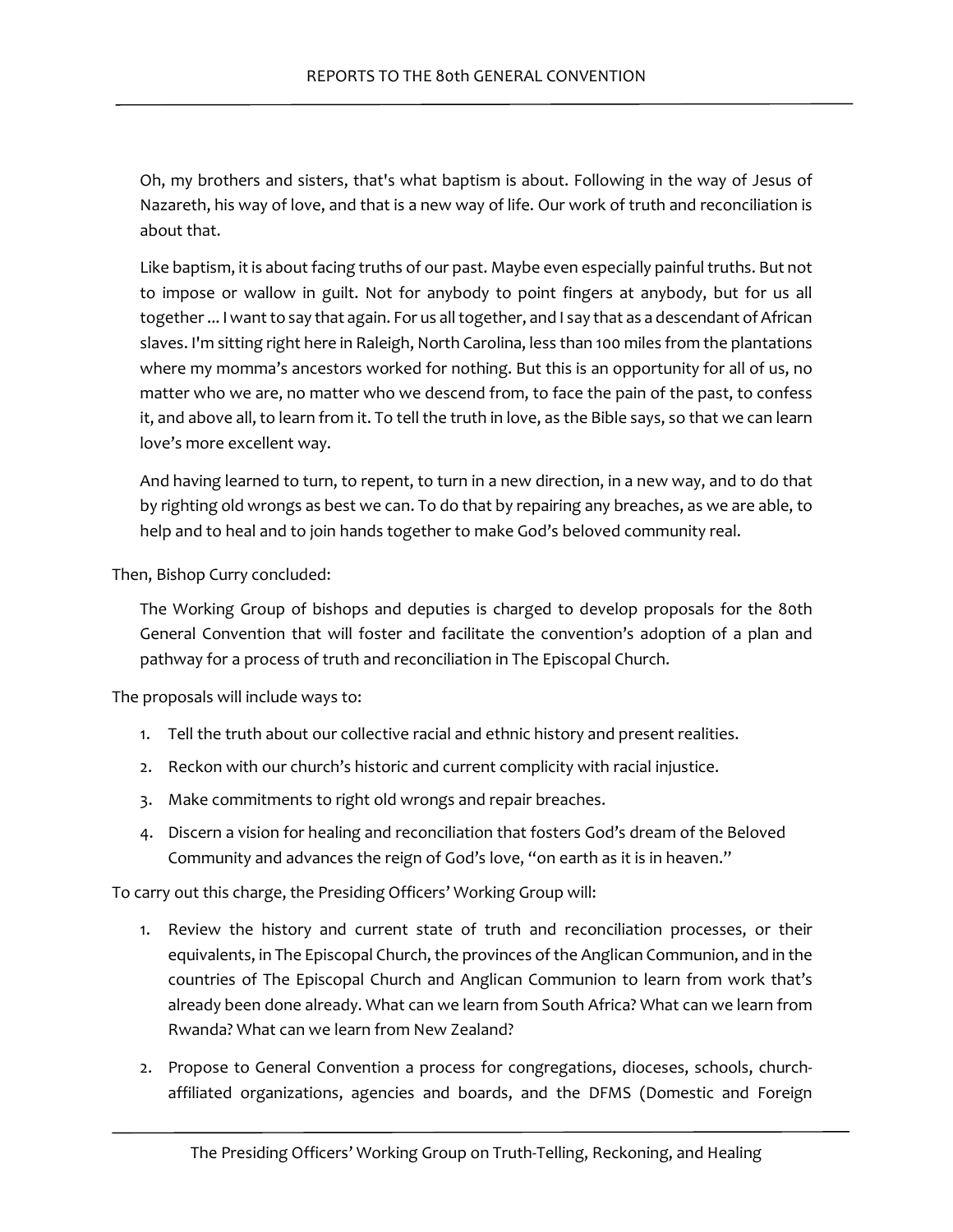> Oh, my brothers and sisters, that's what baptism is about. Following in the way of Jesus of Nazareth, his way of love, and that is a new way of life. Our work of truth and reconciliation is about that.
>
> Like baptism, it is about facing truths of our past. Maybe even especially painful truths. But not to impose or wallow in guilt. Not for anybody to point fingers at anybody, but for us all together ... I want to say that again. For us all together, and I say that as a descendant of African slaves. I'm sitting right here in Raleigh, North Carolina, less than 100 miles from the plantations where my momma's ancestors worked for nothing. But this is an opportunity for all of us, no matter who we are, no matter who we descend from, to face the pain of the past, to confess it, and above all, to learn from it. To tell the truth in love, as the Bible says, so that we can learn love's more excellent way.
>
> And having learned to turn, to repent, to turn in a new direction, in a new way, and to do that by righting old wrongs as best we can. To do that by repairing any breaches, as we are able, to help and to heal and to join hands together to make God's beloved community real.

Then, Bishop Curry concluded:

> The Working Group of bishops and deputies is charged to develop proposals for the 80th General Convention that will foster and facilitate the convention's adoption of a plan and pathway for a process of truth and reconciliation in The Episcopal Church.

The proposals will include ways to:

1. Tell the truth about our collective racial and ethnic history and present realities.
2. Reckon with our church's historic and current complicity with racial injustice.
3. Make commitments to right old wrongs and repair breaches.
4. Discern a vision for healing and reconciliation that fosters God's dream of the Beloved Community and advances the reign of God's love, "on earth as it is in heaven."

To carry out this charge, the Presiding Officers' Working Group will:

1. Review the history and current state of truth and reconciliation processes, or their equivalents, in The Episcopal Church, the provinces of the Anglican Communion, and in the countries of The Episcopal Church and Anglican Communion to learn from work that's already been done already. What can we learn from South Africa? What can we learn from Rwanda? What can we learn from New Zealand?
2. Propose to General Convention a process for congregations, dioceses, schools, church-affiliated organizations, agencies and boards, and the DFMS (Domestic and Foreign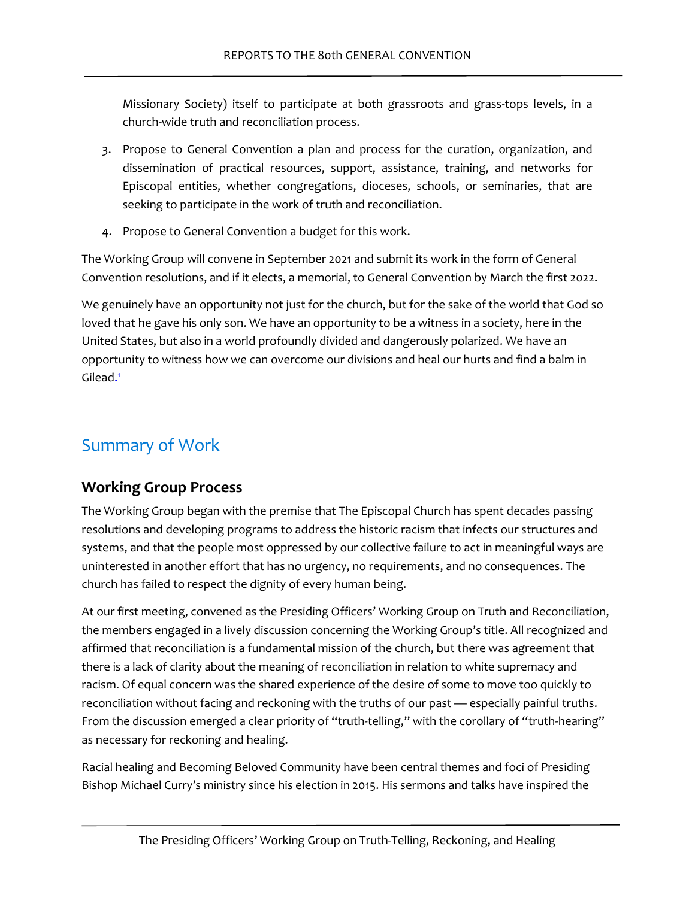Missionary Society) itself to participate at both grassroots and grass-tops levels, in a church-wide truth and reconciliation process.

3. Propose to General Convention a plan and process for the curation, organization, and dissemination of practical resources, support, assistance, training, and networks for Episcopal entities, whether congregations, dioceses, schools, or seminaries, that are seeking to participate in the work of truth and reconciliation.
4. Propose to General Convention a budget for this work.

The Working Group will convene in September 2021 and submit its work in the form of General Convention resolutions, and if it elects, a memorial, to General Convention by March the first 2022.

We genuinely have an opportunity not just for the church, but for the sake of the world that God so loved that he gave his only son. We have an opportunity to be a witness in a society, here in the United States, but also in a world profoundly divided and dangerously polarized. We have an opportunity to witness how we can overcome our divisions and heal our hurts and find a balm in Gilead.[1]

## Summary of Work

### Working Group Process

The Working Group began with the premise that The Episcopal Church has spent decades passing resolutions and developing programs to address the historic racism that infects our structures and systems, and that the people most oppressed by our collective failure to act in meaningful ways are uninterested in another effort that has no urgency, no requirements, and no consequences. The church has failed to respect the dignity of every human being.

At our first meeting, convened as the Presiding Officers' Working Group on Truth and Reconciliation, the members engaged in a lively discussion concerning the Working Group's title. All recognized and affirmed that reconciliation is a fundamental mission of the church, but there was agreement that there is a lack of clarity about the meaning of reconciliation in relation to white supremacy and racism. Of equal concern was the shared experience of the desire of some to move too quickly to reconciliation without facing and reckoning with the truths of our past — especially painful truths. From the discussion emerged a clear priority of "truth-telling," with the corollary of "truth-hearing" as necessary for reckoning and healing.

Racial healing and Becoming Beloved Community have been central themes and foci of Presiding Bishop Michael Curry's ministry since his election in 2015. His sermons and talks have inspired the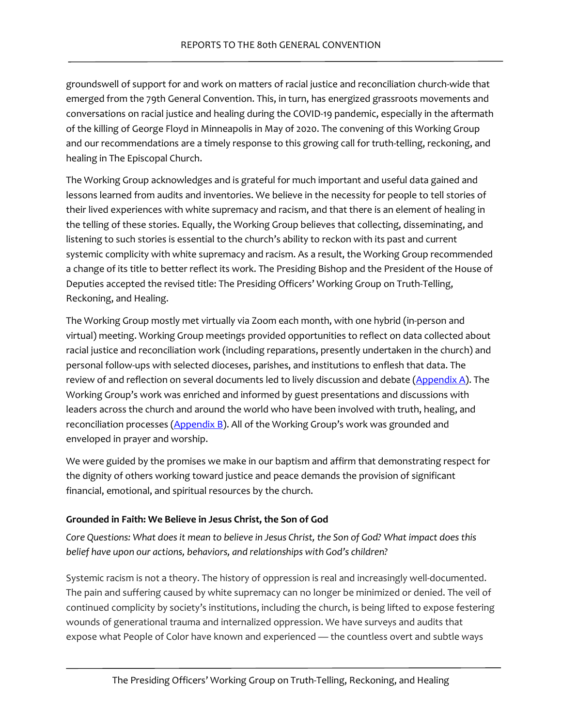groundswell of support for and work on matters of racial justice and reconciliation church-wide that emerged from the 79th General Convention. This, in turn, has energized grassroots movements and conversations on racial justice and healing during the COVID-19 pandemic, especially in the aftermath of the killing of George Floyd in Minneapolis in May of 2020. The convening of this Working Group and our recommendations are a timely response to this growing call for truth-telling, reckoning, and healing in The Episcopal Church.

The Working Group acknowledges and is grateful for much important and useful data gained and lessons learned from audits and inventories. We believe in the necessity for people to tell stories of their lived experiences with white supremacy and racism, and that there is an element of healing in the telling of these stories. Equally, the Working Group believes that collecting, disseminating, and listening to such stories is essential to the church's ability to reckon with its past and current systemic complicity with white supremacy and racism. As a result, the Working Group recommended a change of its title to better reflect its work. The Presiding Bishop and the President of the House of Deputies accepted the revised title: The Presiding Officers' Working Group on Truth-Telling, Reckoning, and Healing.

The Working Group mostly met virtually via Zoom each month, with one hybrid (in-person and virtual) meeting. Working Group meetings provided opportunities to reflect on data collected about racial justice and reconciliation work (including reparations, presently undertaken in the church) and personal follow-ups with selected dioceses, parishes, and institutions to enflesh that data. The review of and reflection on several documents led to lively discussion and debate (Appendix A). The Working Group's work was enriched and informed by guest presentations and discussions with leaders across the church and around the world who have been involved with truth, healing, and reconciliation processes (Appendix B). All of the Working Group's work was grounded and enveloped in prayer and worship.

We were guided by the promises we make in our baptism and affirm that demonstrating respect for the dignity of others working toward justice and peace demands the provision of significant financial, emotional, and spiritual resources by the church.

**Grounded in Faith: We Believe in Jesus Christ, the Son of God**

*Core Questions: What does it mean to believe in Jesus Christ, the Son of God? What impact does this belief have upon our actions, behaviors, and relationships with God's children?*

Systemic racism is not a theory. The history of oppression is real and increasingly well-documented. The pain and suffering caused by white supremacy can no longer be minimized or denied. The veil of continued complicity by society's institutions, including the church, is being lifted to expose festering wounds of generational trauma and internalized oppression. We have surveys and audits that expose what People of Color have known and experienced — the countless overt and subtle ways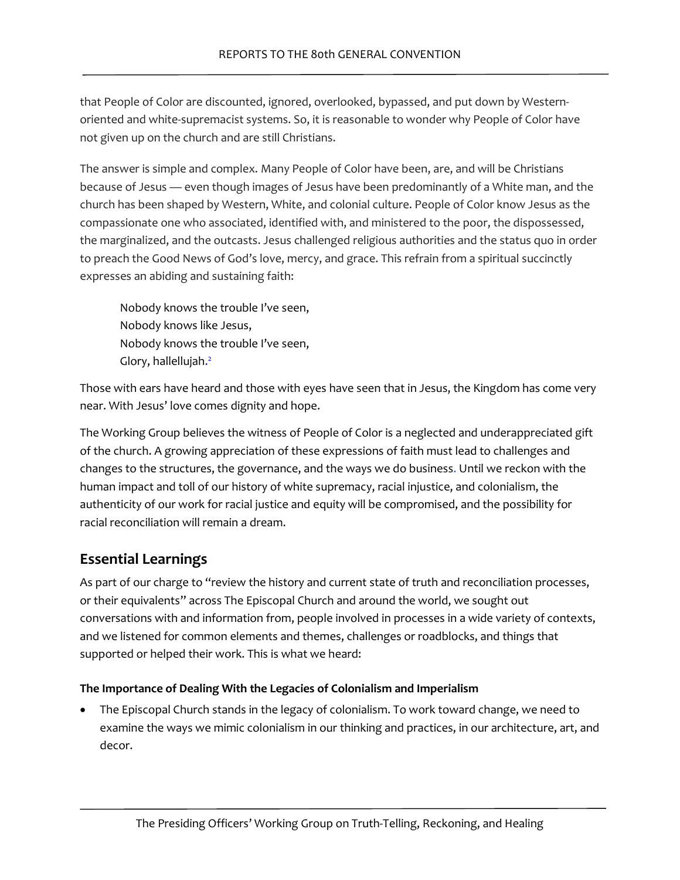that People of Color are discounted, ignored, overlooked, bypassed, and put down by Western-oriented and white-supremacist systems. So, it is reasonable to wonder why People of Color have not given up on the church and are still Christians.

The answer is simple and complex. Many People of Color have been, are, and will be Christians because of Jesus — even though images of Jesus have been predominantly of a White man, and the church has been shaped by Western, White, and colonial culture. People of Color know Jesus as the compassionate one who associated, identified with, and ministered to the poor, the dispossessed, the marginalized, and the outcasts. Jesus challenged religious authorities and the status quo in order to preach the Good News of God's love, mercy, and grace. This refrain from a spiritual succinctly expresses an abiding and sustaining faith:

> Nobody knows the trouble I've seen,
> Nobody knows like Jesus,
> Nobody knows the trouble I've seen,
> Glory, hallellujah.[2]

Those with ears have heard and those with eyes have seen that in Jesus, the Kingdom has come very near. With Jesus' love comes dignity and hope.

The Working Group believes the witness of People of Color is a neglected and underappreciated gift of the church. A growing appreciation of these expressions of faith must lead to challenges and changes to the structures, the governance, and the ways we do business. Until we reckon with the human impact and toll of our history of white supremacy, racial injustice, and colonialism, the authenticity of our work for racial justice and equity will be compromised, and the possibility for racial reconciliation will remain a dream.

## Essential Learnings

As part of our charge to "review the history and current state of truth and reconciliation processes, or their equivalents" across The Episcopal Church and around the world, we sought out conversations with and information from, people involved in processes in a wide variety of contexts, and we listened for common elements and themes, challenges or roadblocks, and things that supported or helped their work. This is what we heard:

**The Importance of Dealing With the Legacies of Colonialism and Imperialism**

- The Episcopal Church stands in the legacy of colonialism. To work toward change, we need to examine the ways we mimic colonialism in our thinking and practices, in our architecture, art, and decor.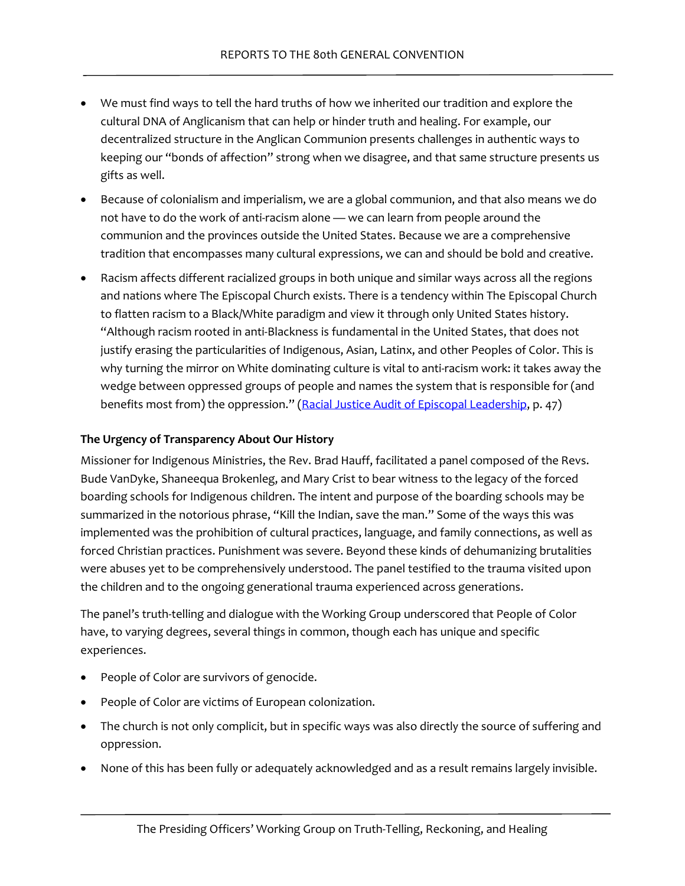- We must find ways to tell the hard truths of how we inherited our tradition and explore the cultural DNA of Anglicanism that can help or hinder truth and healing. For example, our decentralized structure in the Anglican Communion presents challenges in authentic ways to keeping our "bonds of affection" strong when we disagree, and that same structure presents us gifts as well.
- Because of colonialism and imperialism, we are a global communion, and that also means we do not have to do the work of anti-racism alone — we can learn from people around the communion and the provinces outside the United States. Because we are a comprehensive tradition that encompasses many cultural expressions, we can and should be bold and creative.
- Racism affects different racialized groups in both unique and similar ways across all the regions and nations where The Episcopal Church exists. There is a tendency within The Episcopal Church to flatten racism to a Black/White paradigm and view it through only United States history. "Although racism rooted in anti-Blackness is fundamental in the United States, that does not justify erasing the particularities of Indigenous, Asian, Latinx, and other Peoples of Color. This is why turning the mirror on White dominating culture is vital to anti-racism work: it takes away the wedge between oppressed groups of people and names the system that is responsible for (and benefits most from) the oppression." (Racial Justice Audit of Episcopal Leadership, p. 47)

**The Urgency of Transparency About Our History**

Missioner for Indigenous Ministries, the Rev. Brad Hauff, facilitated a panel composed of the Revs. Bude VanDyke, Shaneequa Brokenleg, and Mary Crist to bear witness to the legacy of the forced boarding schools for Indigenous children. The intent and purpose of the boarding schools may be summarized in the notorious phrase, "Kill the Indian, save the man." Some of the ways this was implemented was the prohibition of cultural practices, language, and family connections, as well as forced Christian practices. Punishment was severe. Beyond these kinds of dehumanizing brutalities were abuses yet to be comprehensively understood. The panel testified to the trauma visited upon the children and to the ongoing generational trauma experienced across generations.

The panel's truth-telling and dialogue with the Working Group underscored that People of Color have, to varying degrees, several things in common, though each has unique and specific experiences.

- People of Color are survivors of genocide.
- People of Color are victims of European colonization.
- The church is not only complicit, but in specific ways was also directly the source of suffering and oppression.
- None of this has been fully or adequately acknowledged and as a result remains largely invisible.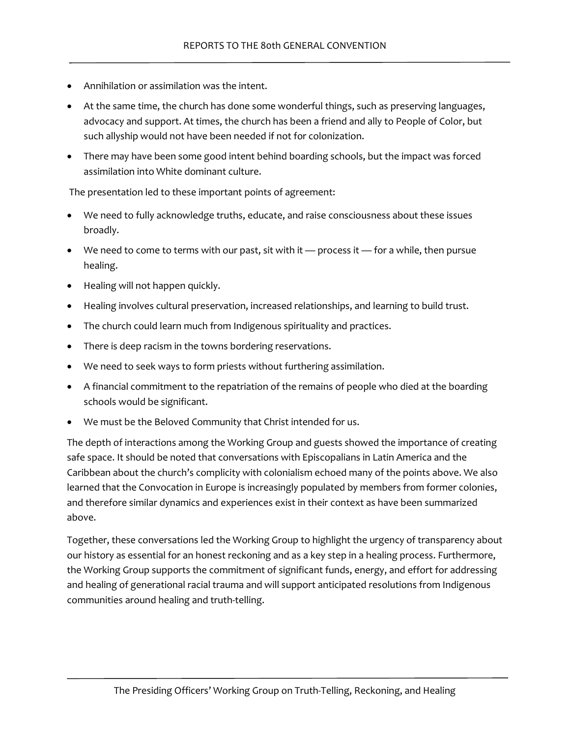- Annihilation or assimilation was the intent.
- At the same time, the church has done some wonderful things, such as preserving languages, advocacy and support. At times, the church has been a friend and ally to People of Color, but such allyship would not have been needed if not for colonization.
- There may have been some good intent behind boarding schools, but the impact was forced assimilation into White dominant culture.

The presentation led to these important points of agreement:

- We need to fully acknowledge truths, educate, and raise consciousness about these issues broadly.
- We need to come to terms with our past, sit with it — process it — for a while, then pursue healing.
- Healing will not happen quickly.
- Healing involves cultural preservation, increased relationships, and learning to build trust.
- The church could learn much from Indigenous spirituality and practices.
- There is deep racism in the towns bordering reservations.
- We need to seek ways to form priests without furthering assimilation.
- A financial commitment to the repatriation of the remains of people who died at the boarding schools would be significant.
- We must be the Beloved Community that Christ intended for us.

The depth of interactions among the Working Group and guests showed the importance of creating safe space. It should be noted that conversations with Episcopalians in Latin America and the Caribbean about the church's complicity with colonialism echoed many of the points above. We also learned that the Convocation in Europe is increasingly populated by members from former colonies, and therefore similar dynamics and experiences exist in their context as have been summarized above.

Together, these conversations led the Working Group to highlight the urgency of transparency about our history as essential for an honest reckoning and as a key step in a healing process. Furthermore, the Working Group supports the commitment of significant funds, energy, and effort for addressing and healing of generational racial trauma and will support anticipated resolutions from Indigenous communities around healing and truth-telling.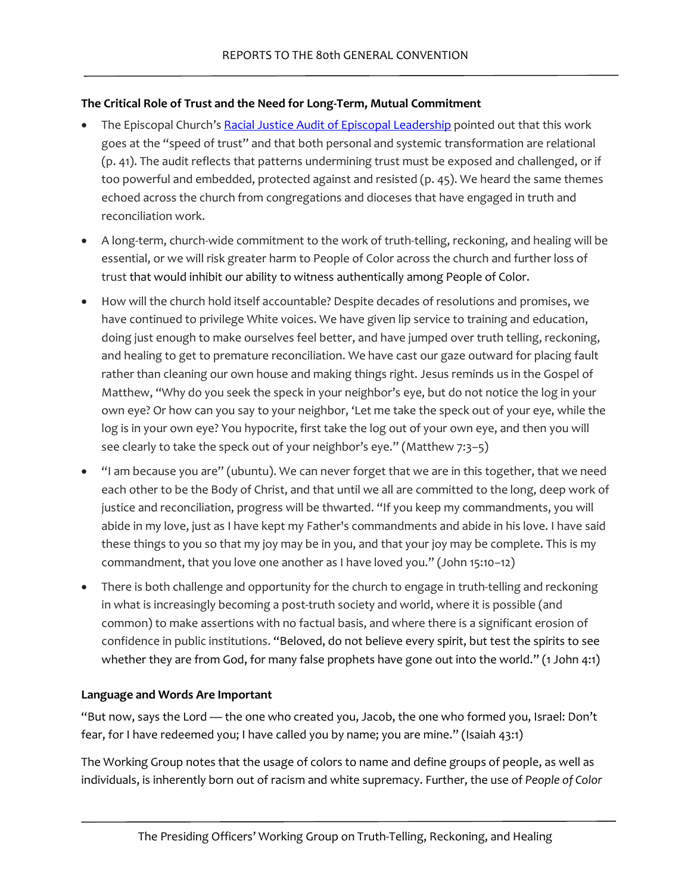**The Critical Role of Trust and the Need for Long-Term, Mutual Commitment**

- The Episcopal Church's [Racial Justice Audit of Episcopal Leadership]() pointed out that this work goes at the "speed of trust" and that both personal and systemic transformation are relational (p. 41). The audit reflects that patterns undermining trust must be exposed and challenged, or if too powerful and embedded, protected against and resisted (p. 45). We heard the same themes echoed across the church from congregations and dioceses that have engaged in truth and reconciliation work.
- A long-term, church-wide commitment to the work of truth-telling, reckoning, and healing will be essential, or we will risk greater harm to People of Color across the church and further loss of trust that would inhibit our ability to witness authentically among People of Color.
- How will the church hold itself accountable? Despite decades of resolutions and promises, we have continued to privilege White voices. We have given lip service to training and education, doing just enough to make ourselves feel better, and have jumped over truth telling, reckoning, and healing to get to premature reconciliation. We have cast our gaze outward for placing fault rather than cleaning our own house and making things right. Jesus reminds us in the Gospel of Matthew, "Why do you seek the speck in your neighbor's eye, but do not notice the log in your own eye? Or how can you say to your neighbor, 'Let me take the speck out of your eye, while the log is in your own eye? You hypocrite, first take the log out of your own eye, and then you will see clearly to take the speck out of your neighbor's eye." (Matthew 7:3–5)
- "I am because you are" (ubuntu). We can never forget that we are in this together, that we need each other to be the Body of Christ, and that until we all are committed to the long, deep work of justice and reconciliation, progress will be thwarted. "If you keep my commandments, you will abide in my love, just as I have kept my Father's commandments and abide in his love. I have said these things to you so that my joy may be in you, and that your joy may be complete. This is my commandment, that you love one another as I have loved you." (John 15:10–12)
- There is both challenge and opportunity for the church to engage in truth-telling and reckoning in what is increasingly becoming a post-truth society and world, where it is possible (and common) to make assertions with no factual basis, and where there is a significant erosion of confidence in public institutions. "Beloved, do not believe every spirit, but test the spirits to see whether they are from God, for many false prophets have gone out into the world." (1 John 4:1)

**Language and Words Are Important**

"But now, says the Lord — the one who created you, Jacob, the one who formed you, Israel: Don't fear, for I have redeemed you; I have called you by name; you are mine." (Isaiah 43:1)

The Working Group notes that the usage of colors to name and define groups of people, as well as individuals, is inherently born out of racism and white supremacy. Further, the use of *People of Color*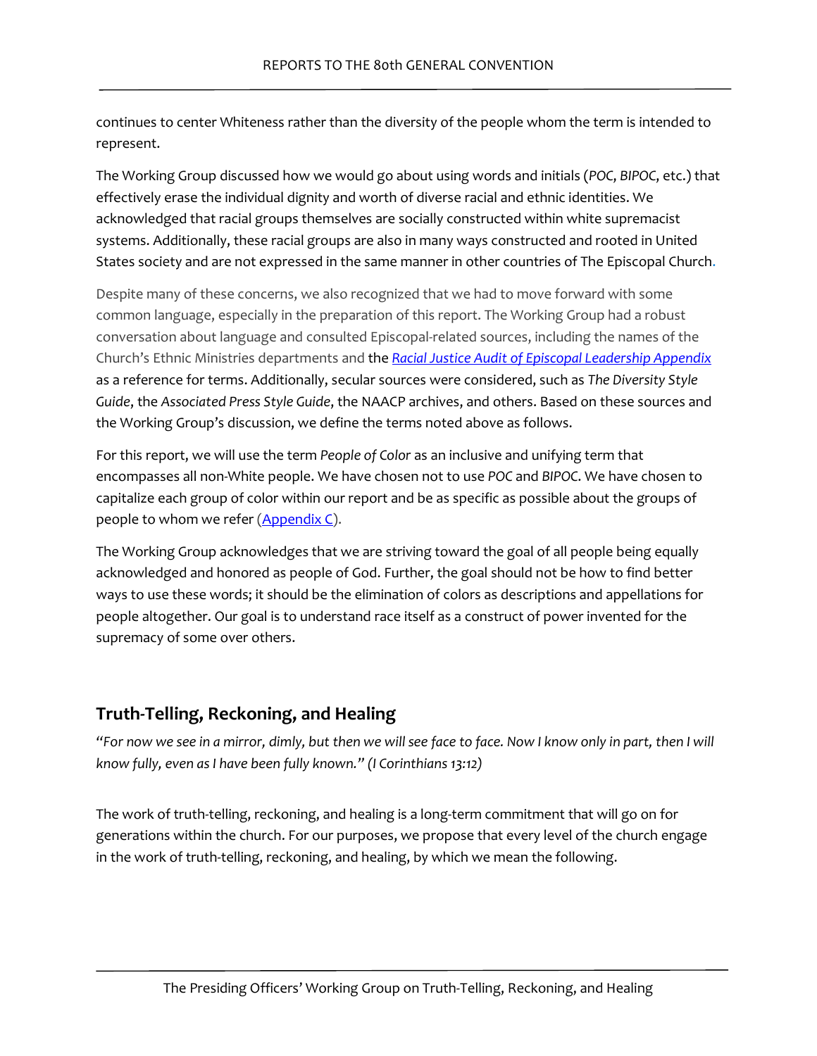continues to center Whiteness rather than the diversity of the people whom the term is intended to represent.

The Working Group discussed how we would go about using words and initials (*POC*, *BIPOC*, etc.) that effectively erase the individual dignity and worth of diverse racial and ethnic identities. We acknowledged that racial groups themselves are socially constructed within white supremacist systems. Additionally, these racial groups are also in many ways constructed and rooted in United States society and are not expressed in the same manner in other countries of The Episcopal Church.

Despite many of these concerns, we also recognized that we had to move forward with some common language, especially in the preparation of this report. The Working Group had a robust conversation about language and consulted Episcopal-related sources, including the names of the Church's Ethnic Ministries departments and the [*Racial Justice Audit of Episcopal Leadership Appendix*]() as a reference for terms. Additionally, secular sources were considered, such as *The Diversity Style Guide*, the *Associated Press Style Guide*, the NAACP archives, and others. Based on these sources and the Working Group's discussion, we define the terms noted above as follows.

For this report, we will use the term *People of Color* as an inclusive and unifying term that encompasses all non-White people. We have chosen not to use *POC* and *BIPOC*. We have chosen to capitalize each group of color within our report and be as specific as possible about the groups of people to whom we refer ([Appendix C]()).

The Working Group acknowledges that we are striving toward the goal of all people being equally acknowledged and honored as people of God. Further, the goal should not be how to find better ways to use these words; it should be the elimination of colors as descriptions and appellations for people altogether. Our goal is to understand race itself as a construct of power invented for the supremacy of some over others.

## Truth-Telling, Reckoning, and Healing

*"For now we see in a mirror, dimly, but then we will see face to face. Now I know only in part, then I will know fully, even as I have been fully known." (I Corinthians 13:12)*

The work of truth-telling, reckoning, and healing is a long-term commitment that will go on for generations within the church. For our purposes, we propose that every level of the church engage in the work of truth-telling, reckoning, and healing, by which we mean the following.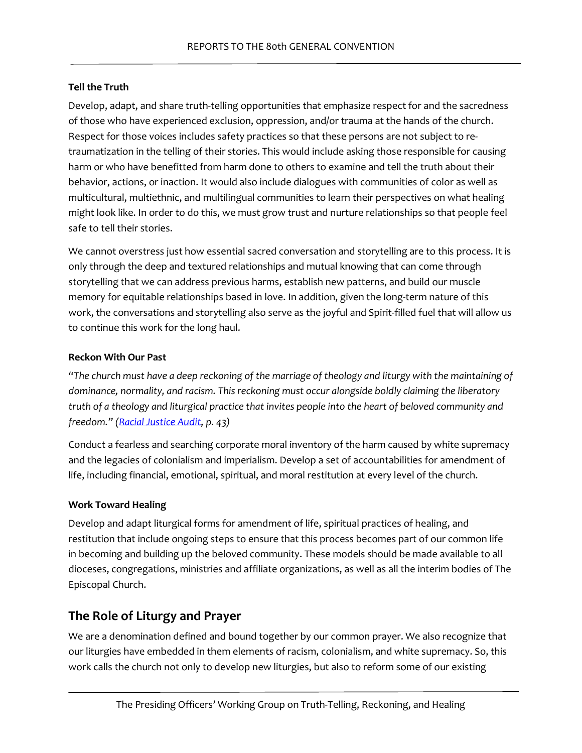**Tell the Truth**

Develop, adapt, and share truth-telling opportunities that emphasize respect for and the sacredness of those who have experienced exclusion, oppression, and/or trauma at the hands of the church. Respect for those voices includes safety practices so that these persons are not subject to re-traumatization in the telling of their stories. This would include asking those responsible for causing harm or who have benefitted from harm done to others to examine and tell the truth about their behavior, actions, or inaction. It would also include dialogues with communities of color as well as multicultural, multiethnic, and multilingual communities to learn their perspectives on what healing might look like. In order to do this, we must grow trust and nurture relationships so that people feel safe to tell their stories.

We cannot overstress just how essential sacred conversation and storytelling are to this process. It is only through the deep and textured relationships and mutual knowing that can come through storytelling that we can address previous harms, establish new patterns, and build our muscle memory for equitable relationships based in love. In addition, given the long-term nature of this work, the conversations and storytelling also serve as the joyful and Spirit-filled fuel that will allow us to continue this work for the long haul.

**Reckon With Our Past**

*"The church must have a deep reckoning of the marriage of theology and liturgy with the maintaining of dominance, normality, and racism. This reckoning must occur alongside boldly claiming the liberatory truth of a theology and liturgical practice that invites people into the heart of beloved community and freedom." (Racial Justice Audit, p. 43)*

Conduct a fearless and searching corporate moral inventory of the harm caused by white supremacy and the legacies of colonialism and imperialism. Develop a set of accountabilities for amendment of life, including financial, emotional, spiritual, and moral restitution at every level of the church.

**Work Toward Healing**

Develop and adapt liturgical forms for amendment of life, spiritual practices of healing, and restitution that include ongoing steps to ensure that this process becomes part of our common life in becoming and building up the beloved community. These models should be made available to all dioceses, congregations, ministries and affiliate organizations, as well as all the interim bodies of The Episcopal Church.

## The Role of Liturgy and Prayer

We are a denomination defined and bound together by our common prayer. We also recognize that our liturgies have embedded in them elements of racism, colonialism, and white supremacy. So, this work calls the church not only to develop new liturgies, but also to reform some of our existing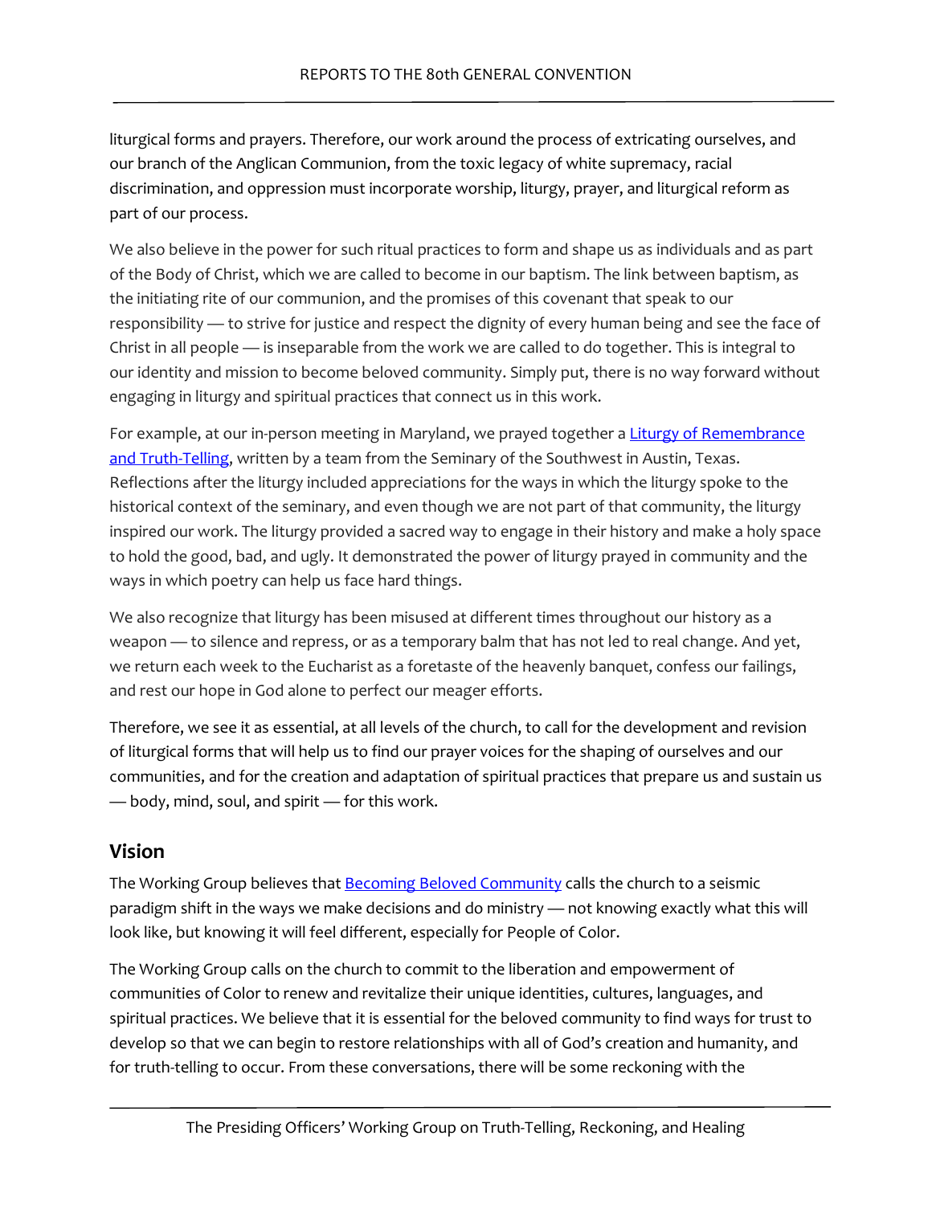liturgical forms and prayers. Therefore, our work around the process of extricating ourselves, and our branch of the Anglican Communion, from the toxic legacy of white supremacy, racial discrimination, and oppression must incorporate worship, liturgy, prayer, and liturgical reform as part of our process.

We also believe in the power for such ritual practices to form and shape us as individuals and as part of the Body of Christ, which we are called to become in our baptism. The link between baptism, as the initiating rite of our communion, and the promises of this covenant that speak to our responsibility — to strive for justice and respect the dignity of every human being and see the face of Christ in all people — is inseparable from the work we are called to do together. This is integral to our identity and mission to become beloved community. Simply put, there is no way forward without engaging in liturgy and spiritual practices that connect us in this work.

For example, at our in-person meeting in Maryland, we prayed together a Liturgy of Remembrance and Truth-Telling, written by a team from the Seminary of the Southwest in Austin, Texas. Reflections after the liturgy included appreciations for the ways in which the liturgy spoke to the historical context of the seminary, and even though we are not part of that community, the liturgy inspired our work. The liturgy provided a sacred way to engage in their history and make a holy space to hold the good, bad, and ugly. It demonstrated the power of liturgy prayed in community and the ways in which poetry can help us face hard things.

We also recognize that liturgy has been misused at different times throughout our history as a weapon — to silence and repress, or as a temporary balm that has not led to real change. And yet, we return each week to the Eucharist as a foretaste of the heavenly banquet, confess our failings, and rest our hope in God alone to perfect our meager efforts.

Therefore, we see it as essential, at all levels of the church, to call for the development and revision of liturgical forms that will help us to find our prayer voices for the shaping of ourselves and our communities, and for the creation and adaptation of spiritual practices that prepare us and sustain us — body, mind, soul, and spirit — for this work.

## Vision

The Working Group believes that Becoming Beloved Community calls the church to a seismic paradigm shift in the ways we make decisions and do ministry — not knowing exactly what this will look like, but knowing it will feel different, especially for People of Color.

The Working Group calls on the church to commit to the liberation and empowerment of communities of Color to renew and revitalize their unique identities, cultures, languages, and spiritual practices. We believe that it is essential for the beloved community to find ways for trust to develop so that we can begin to restore relationships with all of God's creation and humanity, and for truth-telling to occur. From these conversations, there will be some reckoning with the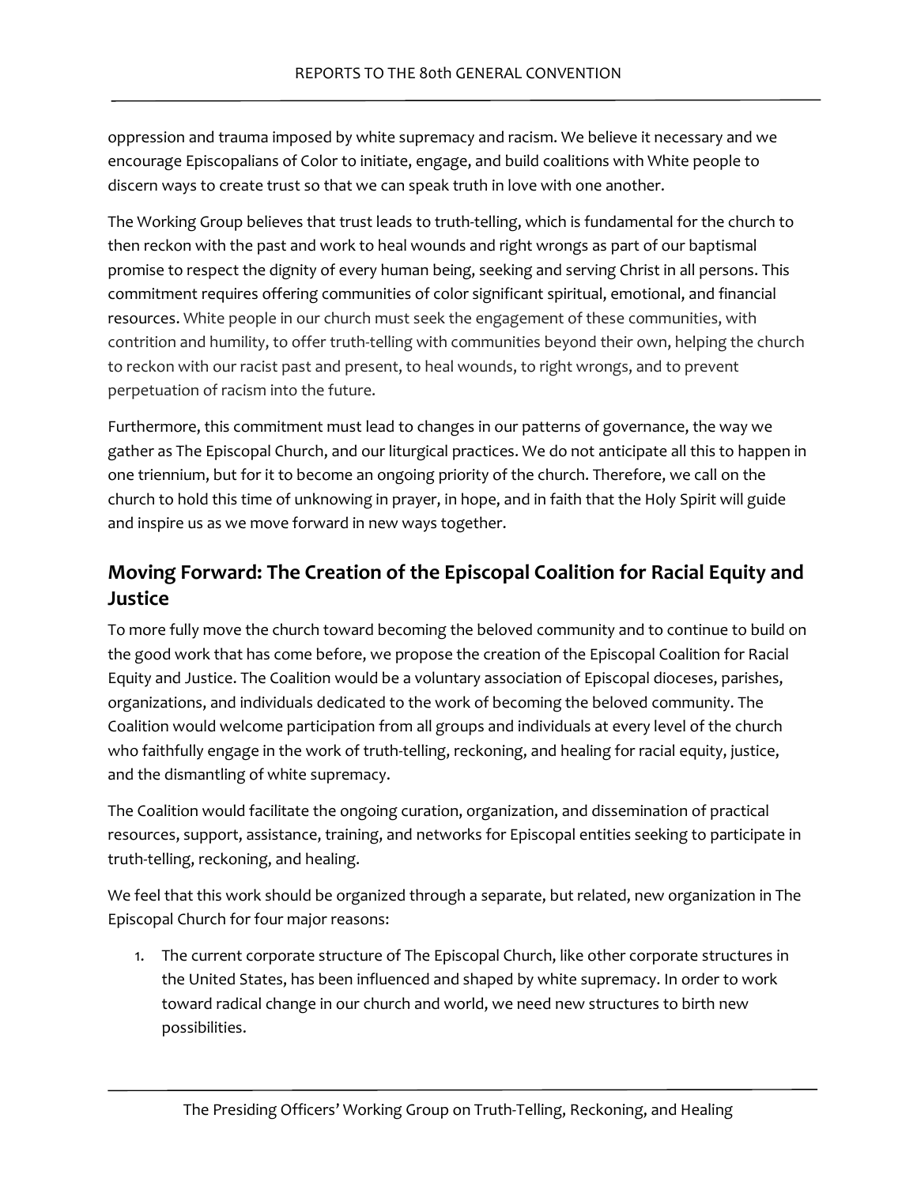oppression and trauma imposed by white supremacy and racism. We believe it necessary and we encourage Episcopalians of Color to initiate, engage, and build coalitions with White people to discern ways to create trust so that we can speak truth in love with one another.

The Working Group believes that trust leads to truth-telling, which is fundamental for the church to then reckon with the past and work to heal wounds and right wrongs as part of our baptismal promise to respect the dignity of every human being, seeking and serving Christ in all persons. This commitment requires offering communities of color significant spiritual, emotional, and financial resources. White people in our church must seek the engagement of these communities, with contrition and humility, to offer truth-telling with communities beyond their own, helping the church to reckon with our racist past and present, to heal wounds, to right wrongs, and to prevent perpetuation of racism into the future.

Furthermore, this commitment must lead to changes in our patterns of governance, the way we gather as The Episcopal Church, and our liturgical practices. We do not anticipate all this to happen in one triennium, but for it to become an ongoing priority of the church. Therefore, we call on the church to hold this time of unknowing in prayer, in hope, and in faith that the Holy Spirit will guide and inspire us as we move forward in new ways together.

## Moving Forward: The Creation of the Episcopal Coalition for Racial Equity and Justice

To more fully move the church toward becoming the beloved community and to continue to build on the good work that has come before, we propose the creation of the Episcopal Coalition for Racial Equity and Justice. The Coalition would be a voluntary association of Episcopal dioceses, parishes, organizations, and individuals dedicated to the work of becoming the beloved community. The Coalition would welcome participation from all groups and individuals at every level of the church who faithfully engage in the work of truth-telling, reckoning, and healing for racial equity, justice, and the dismantling of white supremacy.

The Coalition would facilitate the ongoing curation, organization, and dissemination of practical resources, support, assistance, training, and networks for Episcopal entities seeking to participate in truth-telling, reckoning, and healing.

We feel that this work should be organized through a separate, but related, new organization in The Episcopal Church for four major reasons:

1. The current corporate structure of The Episcopal Church, like other corporate structures in the United States, has been influenced and shaped by white supremacy. In order to work toward radical change in our church and world, we need new structures to birth new possibilities.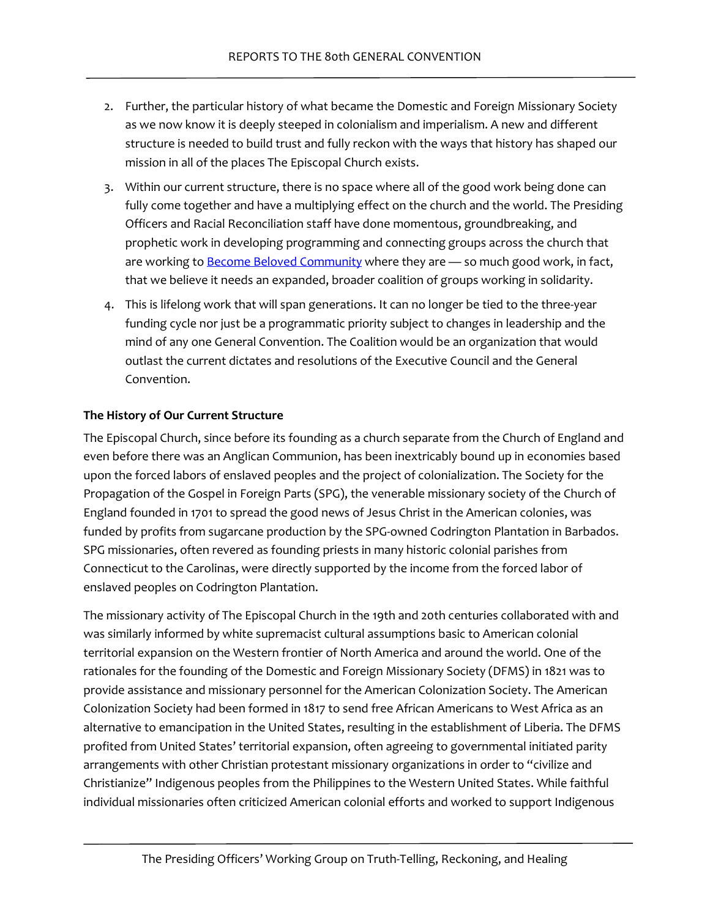2. Further, the particular history of what became the Domestic and Foreign Missionary Society as we now know it is deeply steeped in colonialism and imperialism. A new and different structure is needed to build trust and fully reckon with the ways that history has shaped our mission in all of the places The Episcopal Church exists.
3. Within our current structure, there is no space where all of the good work being done can fully come together and have a multiplying effect on the church and the world. The Presiding Officers and Racial Reconciliation staff have done momentous, groundbreaking, and prophetic work in developing programming and connecting groups across the church that are working to [Become Beloved Community]() where they are — so much good work, in fact, that we believe it needs an expanded, broader coalition of groups working in solidarity.
4. This is lifelong work that will span generations. It can no longer be tied to the three-year funding cycle nor just be a programmatic priority subject to changes in leadership and the mind of any one General Convention. The Coalition would be an organization that would outlast the current dictates and resolutions of the Executive Council and the General Convention.

**The History of Our Current Structure**

The Episcopal Church, since before its founding as a church separate from the Church of England and even before there was an Anglican Communion, has been inextricably bound up in economies based upon the forced labors of enslaved peoples and the project of colonialization. The Society for the Propagation of the Gospel in Foreign Parts (SPG), the venerable missionary society of the Church of England founded in 1701 to spread the good news of Jesus Christ in the American colonies, was funded by profits from sugarcane production by the SPG-owned Codrington Plantation in Barbados. SPG missionaries, often revered as founding priests in many historic colonial parishes from Connecticut to the Carolinas, were directly supported by the income from the forced labor of enslaved peoples on Codrington Plantation.

The missionary activity of The Episcopal Church in the 19th and 20th centuries collaborated with and was similarly informed by white supremacist cultural assumptions basic to American colonial territorial expansion on the Western frontier of North America and around the world. One of the rationales for the founding of the Domestic and Foreign Missionary Society (DFMS) in 1821 was to provide assistance and missionary personnel for the American Colonization Society. The American Colonization Society had been formed in 1817 to send free African Americans to West Africa as an alternative to emancipation in the United States, resulting in the establishment of Liberia. The DFMS profited from United States' territorial expansion, often agreeing to governmental initiated parity arrangements with other Christian protestant missionary organizations in order to "civilize and Christianize" Indigenous peoples from the Philippines to the Western United States. While faithful individual missionaries often criticized American colonial efforts and worked to support Indigenous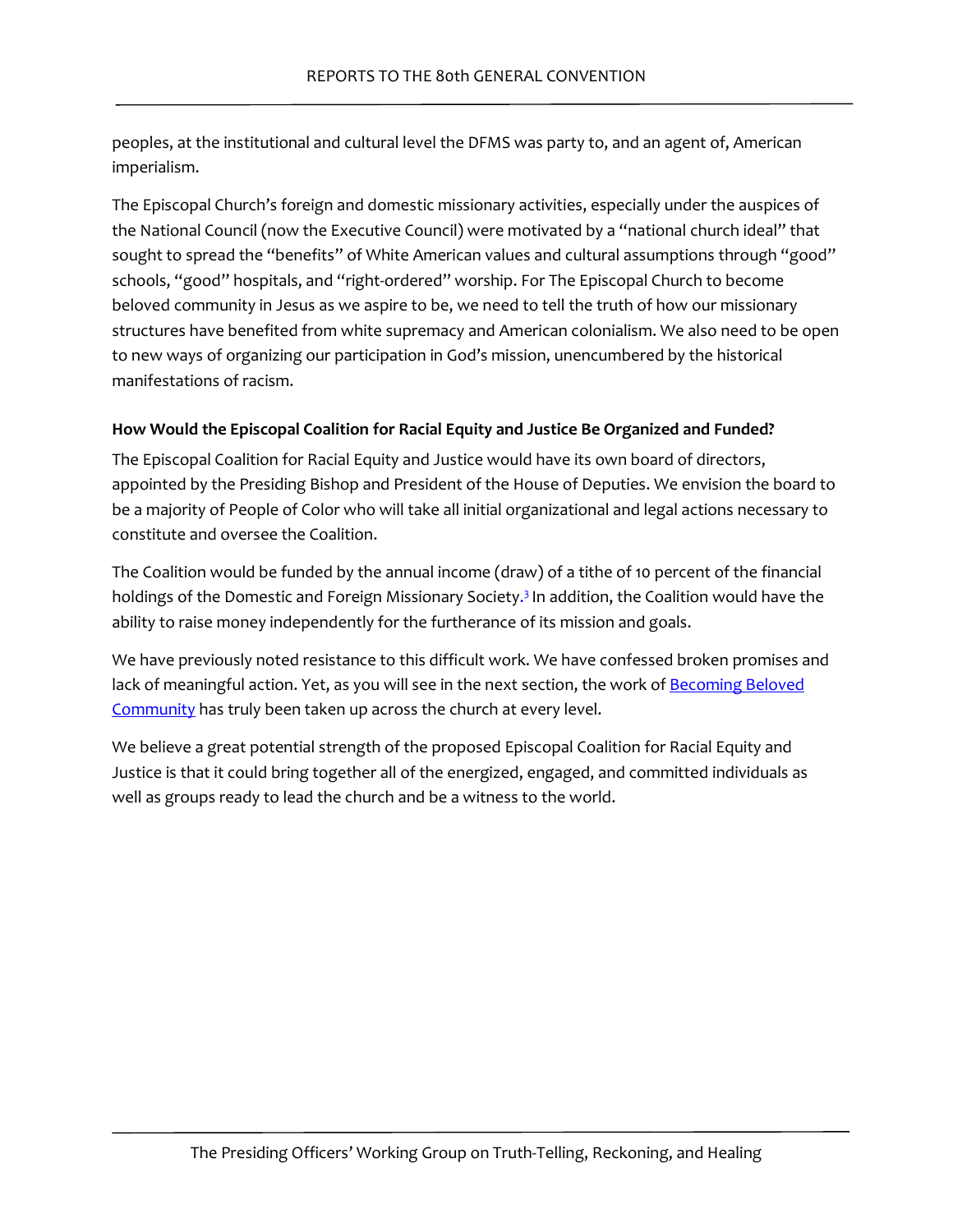peoples, at the institutional and cultural level the DFMS was party to, and an agent of, American imperialism.

The Episcopal Church's foreign and domestic missionary activities, especially under the auspices of the National Council (now the Executive Council) were motivated by a "national church ideal" that sought to spread the "benefits" of White American values and cultural assumptions through "good" schools, "good" hospitals, and "right-ordered" worship. For The Episcopal Church to become beloved community in Jesus as we aspire to be, we need to tell the truth of how our missionary structures have benefited from white supremacy and American colonialism. We also need to be open to new ways of organizing our participation in God's mission, unencumbered by the historical manifestations of racism.

**How Would the Episcopal Coalition for Racial Equity and Justice Be Organized and Funded?**

The Episcopal Coalition for Racial Equity and Justice would have its own board of directors, appointed by the Presiding Bishop and President of the House of Deputies. We envision the board to be a majority of People of Color who will take all initial organizational and legal actions necessary to constitute and oversee the Coalition.

The Coalition would be funded by the annual income (draw) of a tithe of 10 percent of the financial holdings of the Domestic and Foreign Missionary Society.[3] In addition, the Coalition would have the ability to raise money independently for the furtherance of its mission and goals.

We have previously noted resistance to this difficult work. We have confessed broken promises and lack of meaningful action. Yet, as you will see in the next section, the work of Becoming Beloved Community has truly been taken up across the church at every level.

We believe a great potential strength of the proposed Episcopal Coalition for Racial Equity and Justice is that it could bring together all of the energized, engaged, and committed individuals as well as groups ready to lead the church and be a witness to the world.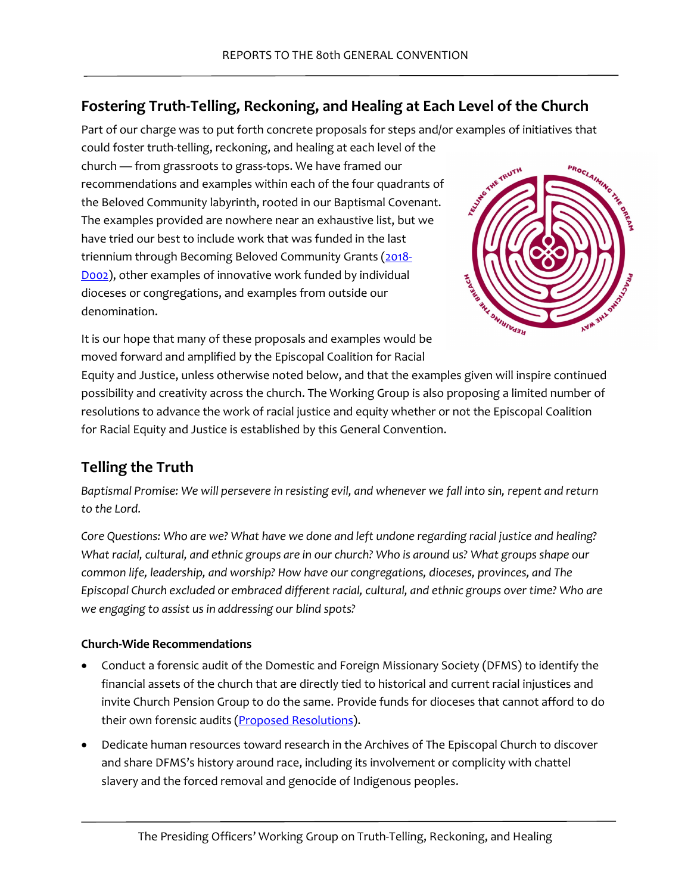## Fostering Truth-Telling, Reckoning, and Healing at Each Level of the Church

Part of our charge was to put forth concrete proposals for steps and/or examples of initiatives that could foster truth-telling, reckoning, and healing at each level of the church — from grassroots to grass-tops. We have framed our recommendations and examples within each of the four quadrants of the Beloved Community labyrinth, rooted in our Baptismal Covenant. The examples provided are nowhere near an exhaustive list, but we have tried our best to include work that was funded in the last triennium through Becoming Beloved Community Grants (2018-D002), other examples of innovative work funded by individual dioceses or congregations, and examples from outside our denomination.

It is our hope that many of these proposals and examples would be moved forward and amplified by the Episcopal Coalition for Racial Equity and Justice, unless otherwise noted below, and that the examples given will inspire continued possibility and creativity across the church. The Working Group is also proposing a limited number of resolutions to advance the work of racial justice and equity whether or not the Episcopal Coalition for Racial Equity and Justice is established by this General Convention.

## Telling the Truth

*Baptismal Promise: We will persevere in resisting evil, and whenever we fall into sin, repent and return to the Lord.*

*Core Questions: Who are we? What have we done and left undone regarding racial justice and healing? What racial, cultural, and ethnic groups are in our church? Who is around us? What groups shape our common life, leadership, and worship? How have our congregations, dioceses, provinces, and The Episcopal Church excluded or embraced different racial, cultural, and ethnic groups over time? Who are we engaging to assist us in addressing our blind spots?*

### Church-Wide Recommendations

- Conduct a forensic audit of the Domestic and Foreign Missionary Society (DFMS) to identify the financial assets of the church that are directly tied to historical and current racial injustices and invite Church Pension Group to do the same. Provide funds for dioceses that cannot afford to do their own forensic audits (Proposed Resolutions).
- Dedicate human resources toward research in the Archives of The Episcopal Church to discover and share DFMS's history around race, including its involvement or complicity with chattel slavery and the forced removal and genocide of Indigenous peoples.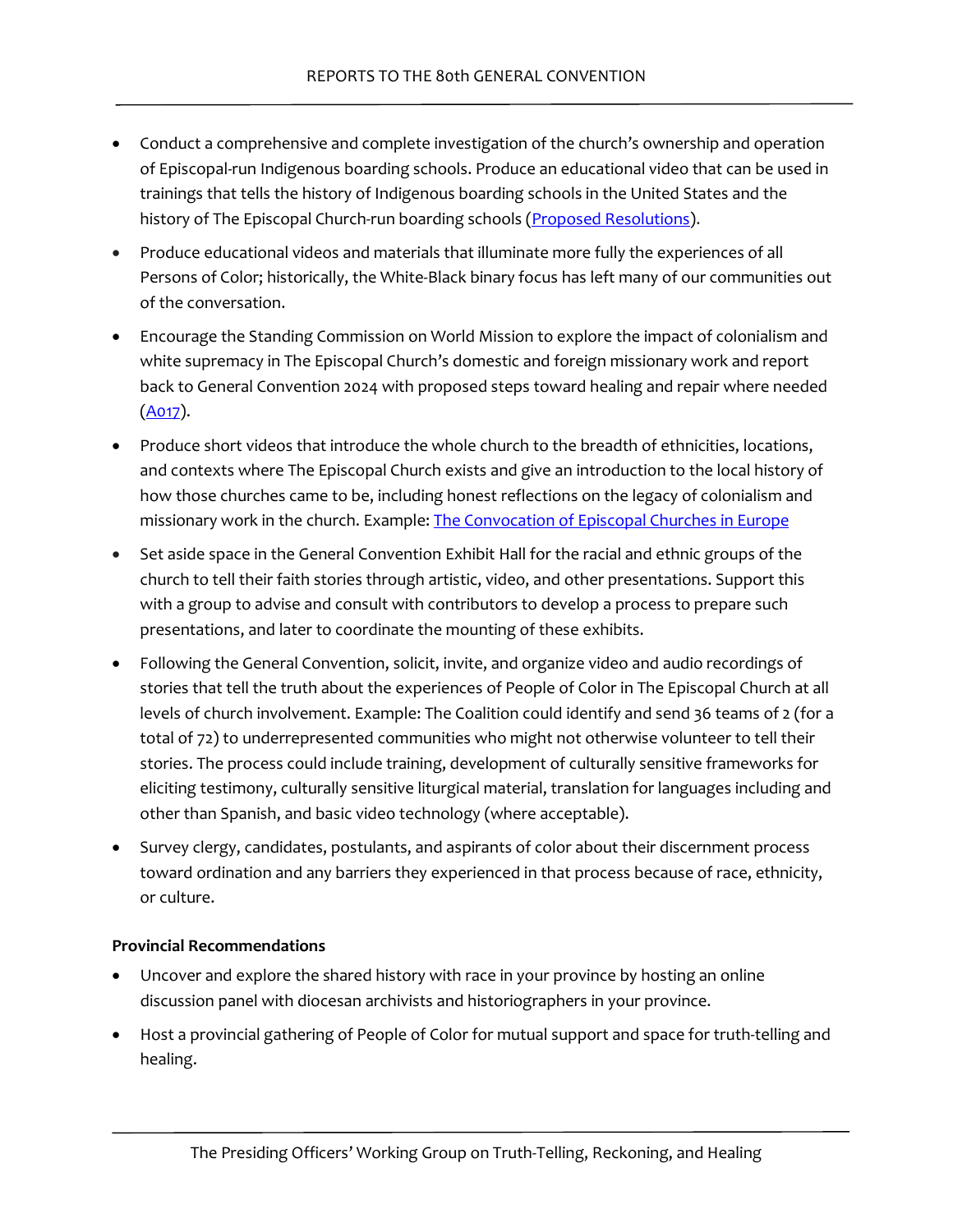- Conduct a comprehensive and complete investigation of the church's ownership and operation of Episcopal-run Indigenous boarding schools. Produce an educational video that can be used in trainings that tells the history of Indigenous boarding schools in the United States and the history of The Episcopal Church-run boarding schools (Proposed Resolutions).
- Produce educational videos and materials that illuminate more fully the experiences of all Persons of Color; historically, the White-Black binary focus has left many of our communities out of the conversation.
- Encourage the Standing Commission on World Mission to explore the impact of colonialism and white supremacy in The Episcopal Church's domestic and foreign missionary work and report back to General Convention 2024 with proposed steps toward healing and repair where needed (A017).
- Produce short videos that introduce the whole church to the breadth of ethnicities, locations, and contexts where The Episcopal Church exists and give an introduction to the local history of how those churches came to be, including honest reflections on the legacy of colonialism and missionary work in the church. Example: The Convocation of Episcopal Churches in Europe
- Set aside space in the General Convention Exhibit Hall for the racial and ethnic groups of the church to tell their faith stories through artistic, video, and other presentations. Support this with a group to advise and consult with contributors to develop a process to prepare such presentations, and later to coordinate the mounting of these exhibits.
- Following the General Convention, solicit, invite, and organize video and audio recordings of stories that tell the truth about the experiences of People of Color in The Episcopal Church at all levels of church involvement. Example: The Coalition could identify and send 36 teams of 2 (for a total of 72) to underrepresented communities who might not otherwise volunteer to tell their stories. The process could include training, development of culturally sensitive frameworks for eliciting testimony, culturally sensitive liturgical material, translation for languages including and other than Spanish, and basic video technology (where acceptable).
- Survey clergy, candidates, postulants, and aspirants of color about their discernment process toward ordination and any barriers they experienced in that process because of race, ethnicity, or culture.

**Provincial Recommendations**

- Uncover and explore the shared history with race in your province by hosting an online discussion panel with diocesan archivists and historiographers in your province.
- Host a provincial gathering of People of Color for mutual support and space for truth-telling and healing.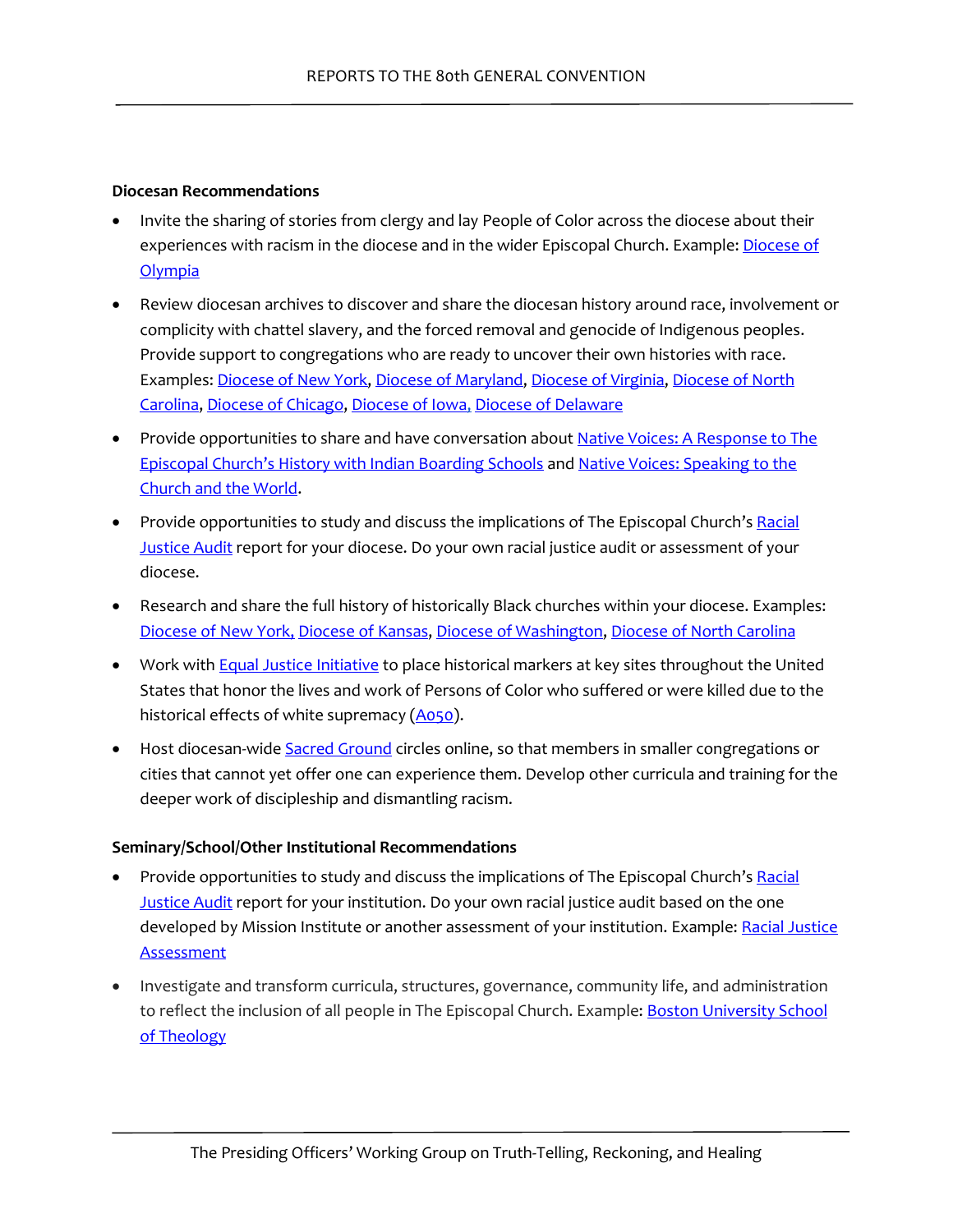**Diocesan Recommendations**

- Invite the sharing of stories from clergy and lay People of Color across the diocese about their experiences with racism in the diocese and in the wider Episcopal Church. Example: Diocese of Olympia
- Review diocesan archives to discover and share the diocesan history around race, involvement or complicity with chattel slavery, and the forced removal and genocide of Indigenous peoples. Provide support to congregations who are ready to uncover their own histories with race. Examples: Diocese of New York, Diocese of Maryland, Diocese of Virginia, Diocese of North Carolina, Diocese of Chicago, Diocese of Iowa, Diocese of Delaware
- Provide opportunities to share and have conversation about Native Voices: A Response to The Episcopal Church's History with Indian Boarding Schools and Native Voices: Speaking to the Church and the World.
- Provide opportunities to study and discuss the implications of The Episcopal Church's Racial Justice Audit report for your diocese. Do your own racial justice audit or assessment of your diocese.
- Research and share the full history of historically Black churches within your diocese. Examples: Diocese of New York, Diocese of Kansas, Diocese of Washington, Diocese of North Carolina
- Work with Equal Justice Initiative to place historical markers at key sites throughout the United States that honor the lives and work of Persons of Color who suffered or were killed due to the historical effects of white supremacy (A050).
- Host diocesan-wide Sacred Ground circles online, so that members in smaller congregations or cities that cannot yet offer one can experience them. Develop other curricula and training for the deeper work of discipleship and dismantling racism.

**Seminary/School/Other Institutional Recommendations**

- Provide opportunities to study and discuss the implications of The Episcopal Church's Racial Justice Audit report for your institution. Do your own racial justice audit based on the one developed by Mission Institute or another assessment of your institution. Example: Racial Justice Assessment
- Investigate and transform curricula, structures, governance, community life, and administration to reflect the inclusion of all people in The Episcopal Church. Example: Boston University School of Theology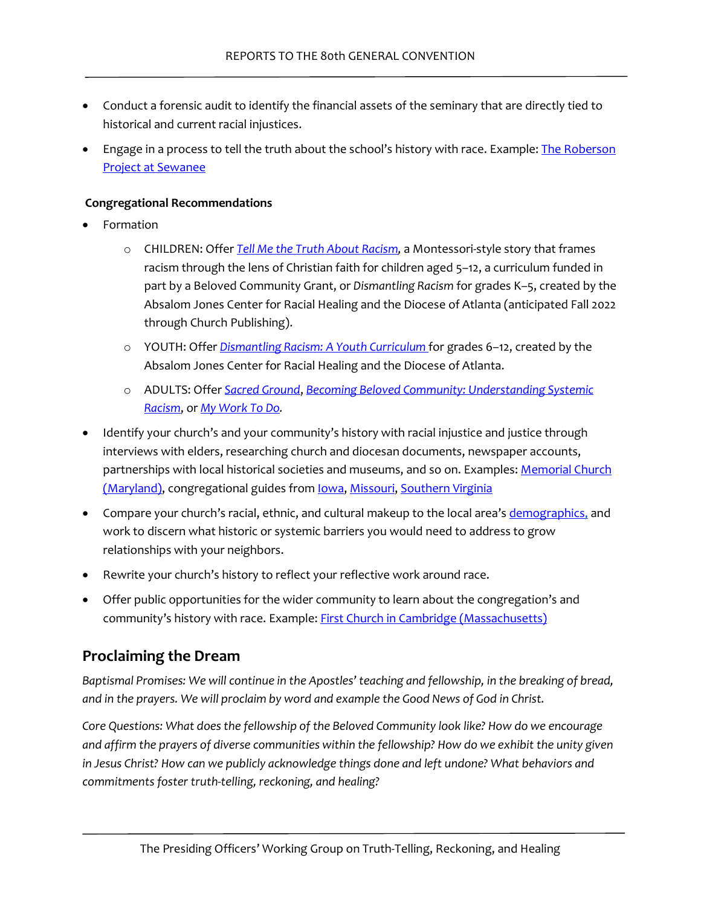- Conduct a forensic audit to identify the financial assets of the seminary that are directly tied to historical and current racial injustices.
- Engage in a process to tell the truth about the school's history with race. Example: The Roberson Project at Sewanee

**Congregational Recommendations**

- Formation
    - CHILDREN: Offer *Tell Me the Truth About Racism,* a Montessori-style story that frames racism through the lens of Christian faith for children aged 5–12, a curriculum funded in part by a Beloved Community Grant, or *Dismantling Racism* for grades K–5, created by the Absalom Jones Center for Racial Healing and the Diocese of Atlanta (anticipated Fall 2022 through Church Publishing).
    - YOUTH: Offer *Dismantling Racism: A Youth Curriculum* for grades 6–12, created by the Absalom Jones Center for Racial Healing and the Diocese of Atlanta.
    - ADULTS: Offer *Sacred Ground*, *Becoming Beloved Community: Understanding Systemic Racism*, or *My Work To Do.*
- Identify your church's and your community's history with racial injustice and justice through interviews with elders, researching church and diocesan documents, newspaper accounts, partnerships with local historical societies and museums, and so on. Examples: Memorial Church (Maryland), congregational guides from Iowa, Missouri, Southern Virginia
- Compare your church's racial, ethnic, and cultural makeup to the local area's demographics, and work to discern what historic or systemic barriers you would need to address to grow relationships with your neighbors.
- Rewrite your church's history to reflect your reflective work around race.
- Offer public opportunities for the wider community to learn about the congregation's and community's history with race. Example: First Church in Cambridge (Massachusetts)

## Proclaiming the Dream

*Baptismal Promises: We will continue in the Apostles' teaching and fellowship, in the breaking of bread, and in the prayers. We will proclaim by word and example the Good News of God in Christ.*

*Core Questions: What does the fellowship of the Beloved Community look like? How do we encourage and affirm the prayers of diverse communities within the fellowship? How do we exhibit the unity given in Jesus Christ? How can we publicly acknowledge things done and left undone? What behaviors and commitments foster truth-telling, reckoning, and healing?*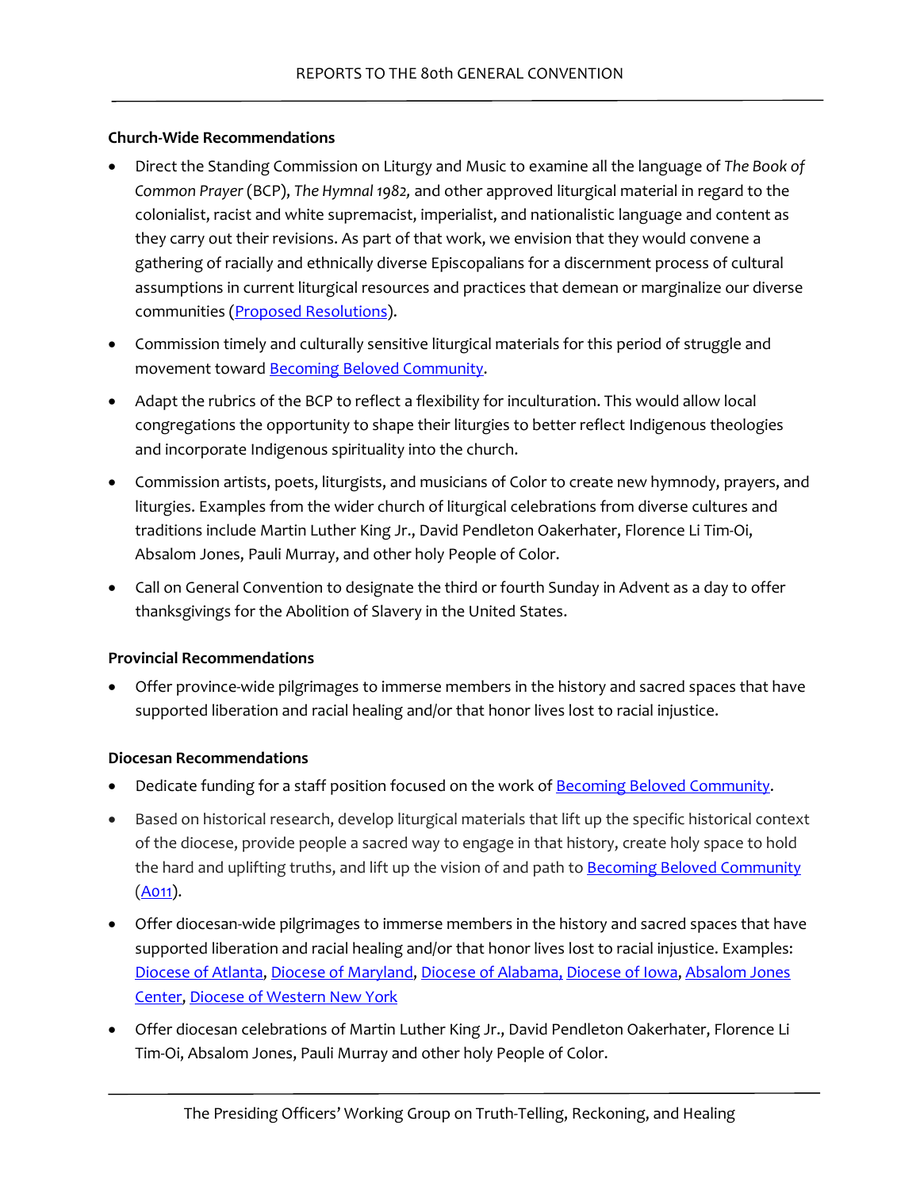**Church-Wide Recommendations**

- Direct the Standing Commission on Liturgy and Music to examine all the language of *The Book of Common Prayer* (BCP), *The Hymnal 1982,* and other approved liturgical material in regard to the colonialist, racist and white supremacist, imperialist, and nationalistic language and content as they carry out their revisions. As part of that work, we envision that they would convene a gathering of racially and ethnically diverse Episcopalians for a discernment process of cultural assumptions in current liturgical resources and practices that demean or marginalize our diverse communities (Proposed Resolutions).
- Commission timely and culturally sensitive liturgical materials for this period of struggle and movement toward Becoming Beloved Community.
- Adapt the rubrics of the BCP to reflect a flexibility for inculturation. This would allow local congregations the opportunity to shape their liturgies to better reflect Indigenous theologies and incorporate Indigenous spirituality into the church.
- Commission artists, poets, liturgists, and musicians of Color to create new hymnody, prayers, and liturgies. Examples from the wider church of liturgical celebrations from diverse cultures and traditions include Martin Luther King Jr., David Pendleton Oakerhater, Florence Li Tim-Oi, Absalom Jones, Pauli Murray, and other holy People of Color.
- Call on General Convention to designate the third or fourth Sunday in Advent as a day to offer thanksgivings for the Abolition of Slavery in the United States.

**Provincial Recommendations**

- Offer province-wide pilgrimages to immerse members in the history and sacred spaces that have supported liberation and racial healing and/or that honor lives lost to racial injustice.

**Diocesan Recommendations**

- Dedicate funding for a staff position focused on the work of Becoming Beloved Community.
- Based on historical research, develop liturgical materials that lift up the specific historical context of the diocese, provide people a sacred way to engage in that history, create holy space to hold the hard and uplifting truths, and lift up the vision of and path to Becoming Beloved Community (A011).
- Offer diocesan-wide pilgrimages to immerse members in the history and sacred spaces that have supported liberation and racial healing and/or that honor lives lost to racial injustice. Examples: Diocese of Atlanta, Diocese of Maryland, Diocese of Alabama, Diocese of Iowa, Absalom Jones Center, Diocese of Western New York
- Offer diocesan celebrations of Martin Luther King Jr., David Pendleton Oakerhater, Florence Li Tim-Oi, Absalom Jones, Pauli Murray and other holy People of Color.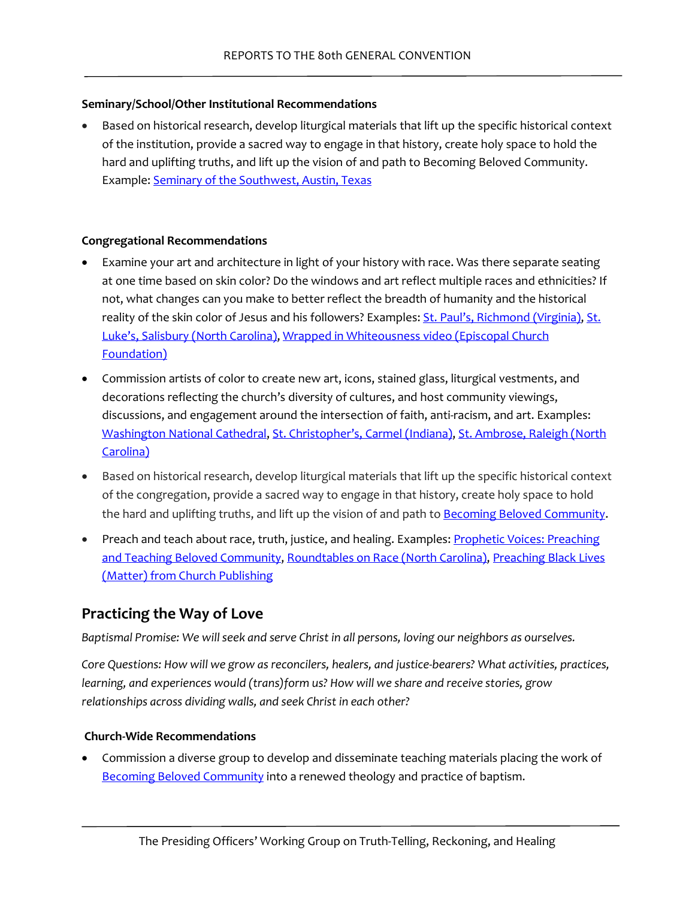#### Seminary/School/Other Institutional Recommendations

- Based on historical research, develop liturgical materials that lift up the specific historical context of the institution, provide a sacred way to engage in that history, create holy space to hold the hard and uplifting truths, and lift up the vision of and path to Becoming Beloved Community. Example: Seminary of the Southwest, Austin, Texas

#### Congregational Recommendations

- Examine your art and architecture in light of your history with race. Was there separate seating at one time based on skin color? Do the windows and art reflect multiple races and ethnicities? If not, what changes can you make to better reflect the breadth of humanity and the historical reality of the skin color of Jesus and his followers? Examples: St. Paul's, Richmond (Virginia), St. Luke's, Salisbury (North Carolina), Wrapped in Whiteousness video (Episcopal Church Foundation)
- Commission artists of color to create new art, icons, stained glass, liturgical vestments, and decorations reflecting the church's diversity of cultures, and host community viewings, discussions, and engagement around the intersection of faith, anti-racism, and art. Examples: Washington National Cathedral, St. Christopher's, Carmel (Indiana), St. Ambrose, Raleigh (North Carolina)
- Based on historical research, develop liturgical materials that lift up the specific historical context of the congregation, provide a sacred way to engage in that history, create holy space to hold the hard and uplifting truths, and lift up the vision of and path to Becoming Beloved Community.
- Preach and teach about race, truth, justice, and healing. Examples: Prophetic Voices: Preaching and Teaching Beloved Community, Roundtables on Race (North Carolina), Preaching Black Lives (Matter) from Church Publishing

## Practicing the Way of Love

*Baptismal Promise: We will seek and serve Christ in all persons, loving our neighbors as ourselves.*

*Core Questions: How will we grow as reconcilers, healers, and justice-bearers? What activities, practices, learning, and experiences would (trans)form us? How will we share and receive stories, grow relationships across dividing walls, and seek Christ in each other?*

#### Church-Wide Recommendations

- Commission a diverse group to develop and disseminate teaching materials placing the work of Becoming Beloved Community into a renewed theology and practice of baptism.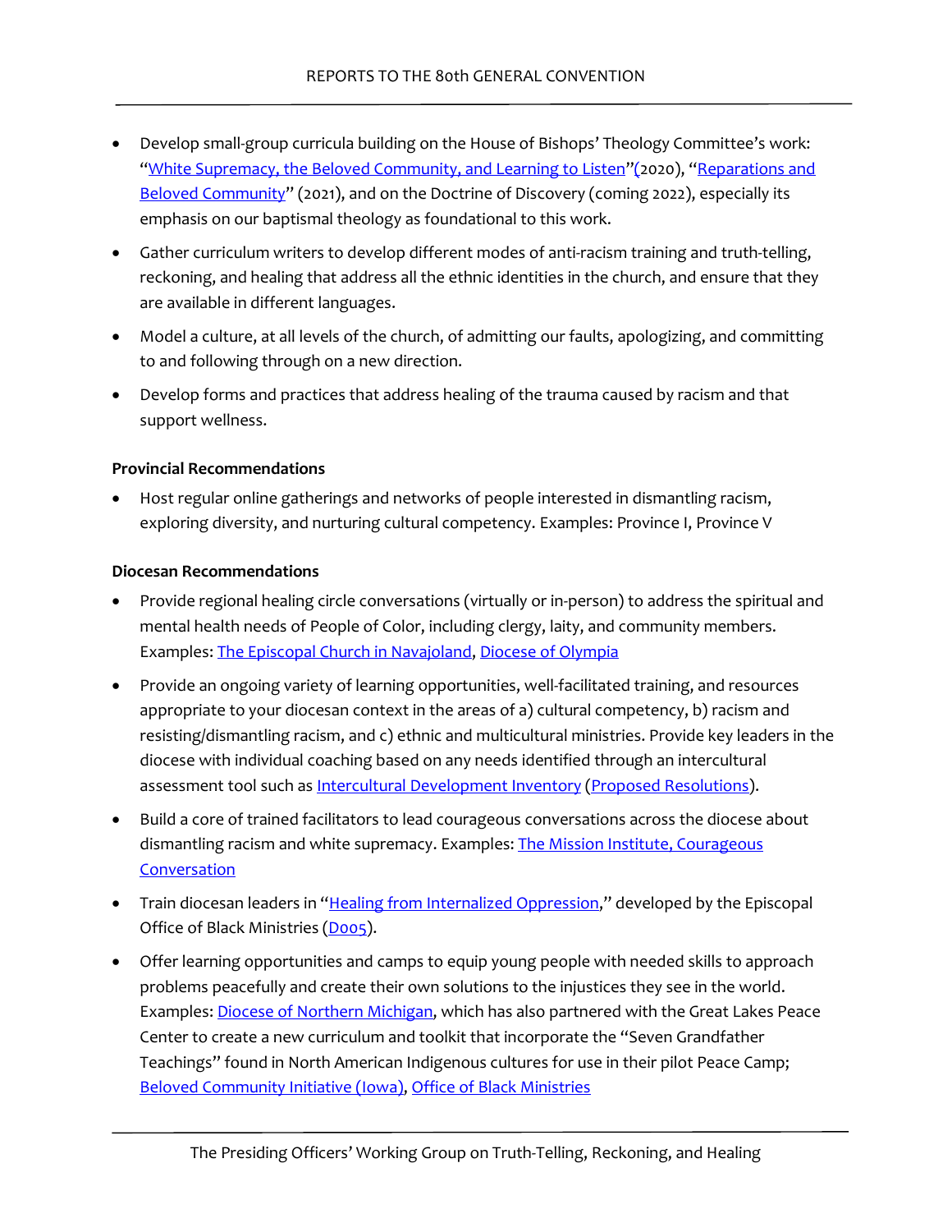- Develop small-group curricula building on the House of Bishops' Theology Committee's work: "White Supremacy, the Beloved Community, and Learning to Listen"(2020), "Reparations and Beloved Community" (2021), and on the Doctrine of Discovery (coming 2022), especially its emphasis on our baptismal theology as foundational to this work.
- Gather curriculum writers to develop different modes of anti-racism training and truth-telling, reckoning, and healing that address all the ethnic identities in the church, and ensure that they are available in different languages.
- Model a culture, at all levels of the church, of admitting our faults, apologizing, and committing to and following through on a new direction.
- Develop forms and practices that address healing of the trauma caused by racism and that support wellness.

**Provincial Recommendations**

- Host regular online gatherings and networks of people interested in dismantling racism, exploring diversity, and nurturing cultural competency. Examples: Province I, Province V

**Diocesan Recommendations**

- Provide regional healing circle conversations (virtually or in-person) to address the spiritual and mental health needs of People of Color, including clergy, laity, and community members. Examples: The Episcopal Church in Navajoland, Diocese of Olympia
- Provide an ongoing variety of learning opportunities, well-facilitated training, and resources appropriate to your diocesan context in the areas of a) cultural competency, b) racism and resisting/dismantling racism, and c) ethnic and multicultural ministries. Provide key leaders in the diocese with individual coaching based on any needs identified through an intercultural assessment tool such as Intercultural Development Inventory (Proposed Resolutions).
- Build a core of trained facilitators to lead courageous conversations across the diocese about dismantling racism and white supremacy. Examples: The Mission Institute, Courageous Conversation
- Train diocesan leaders in "Healing from Internalized Oppression," developed by the Episcopal Office of Black Ministries (D005).
- Offer learning opportunities and camps to equip young people with needed skills to approach problems peacefully and create their own solutions to the injustices they see in the world. Examples: Diocese of Northern Michigan, which has also partnered with the Great Lakes Peace Center to create a new curriculum and toolkit that incorporate the "Seven Grandfather Teachings" found in North American Indigenous cultures for use in their pilot Peace Camp; Beloved Community Initiative (Iowa), Office of Black Ministries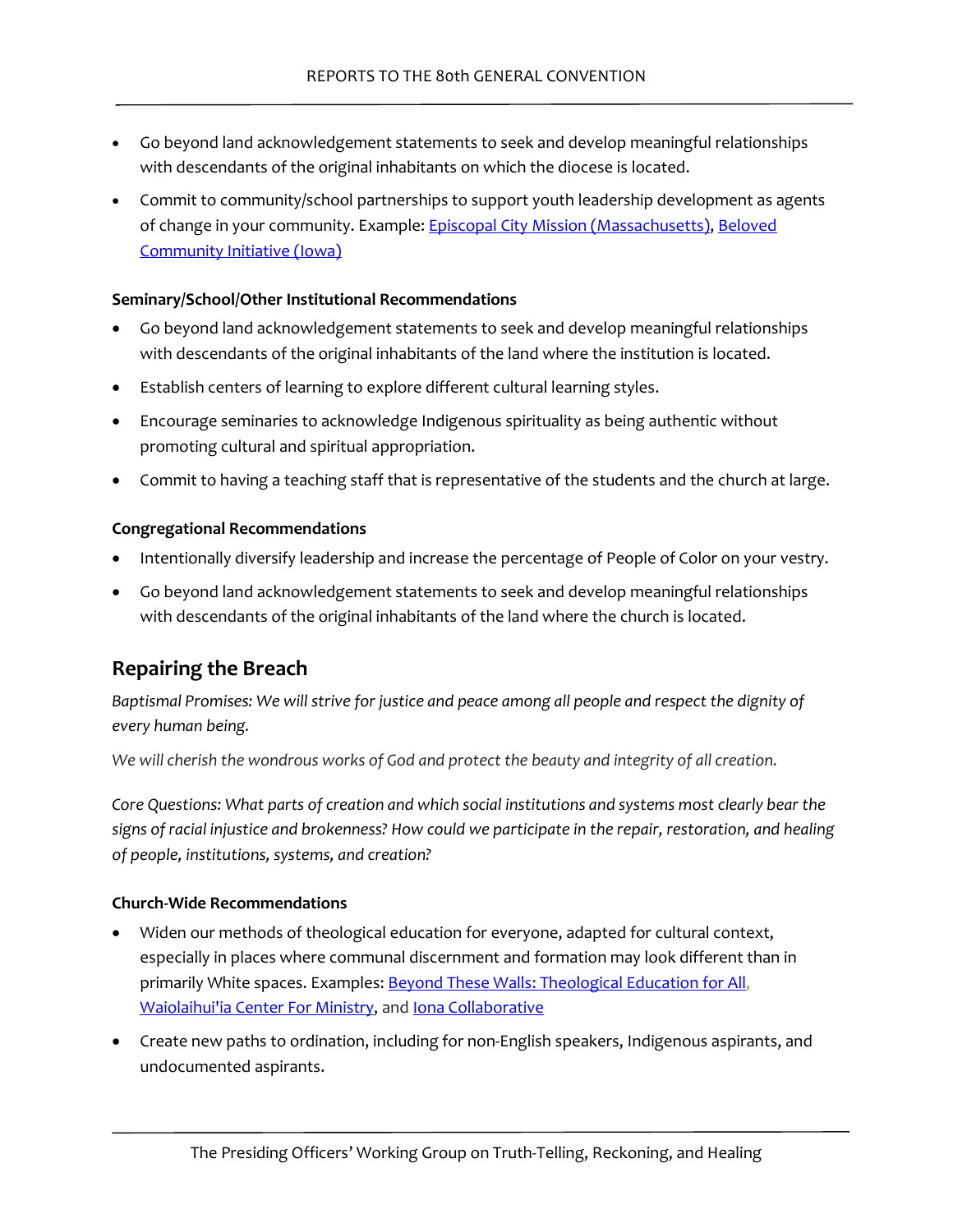- Go beyond land acknowledgement statements to seek and develop meaningful relationships with descendants of the original inhabitants on which the diocese is located.
- Commit to community/school partnerships to support youth leadership development as agents of change in your community. Example: Episcopal City Mission (Massachusetts), Beloved Community Initiative (Iowa)

**Seminary/School/Other Institutional Recommendations**

- Go beyond land acknowledgement statements to seek and develop meaningful relationships with descendants of the original inhabitants of the land where the institution is located.
- Establish centers of learning to explore different cultural learning styles.
- Encourage seminaries to acknowledge Indigenous spirituality as being authentic without promoting cultural and spiritual appropriation.
- Commit to having a teaching staff that is representative of the students and the church at large.

**Congregational Recommendations**

- Intentionally diversify leadership and increase the percentage of People of Color on your vestry.
- Go beyond land acknowledgement statements to seek and develop meaningful relationships with descendants of the original inhabitants of the land where the church is located.

## Repairing the Breach

*Baptismal Promises: We will strive for justice and peace among all people and respect the dignity of every human being.*

*We will cherish the wondrous works of God and protect the beauty and integrity of all creation.*

*Core Questions: What parts of creation and which social institutions and systems most clearly bear the signs of racial injustice and brokenness? How could we participate in the repair, restoration, and healing of people, institutions, systems, and creation?*

**Church-Wide Recommendations**

- Widen our methods of theological education for everyone, adapted for cultural context, especially in places where communal discernment and formation may look different than in primarily White spaces. Examples: Beyond These Walls: Theological Education for All, Waiolaihui'ia Center For Ministry, and Iona Collaborative
- Create new paths to ordination, including for non-English speakers, Indigenous aspirants, and undocumented aspirants.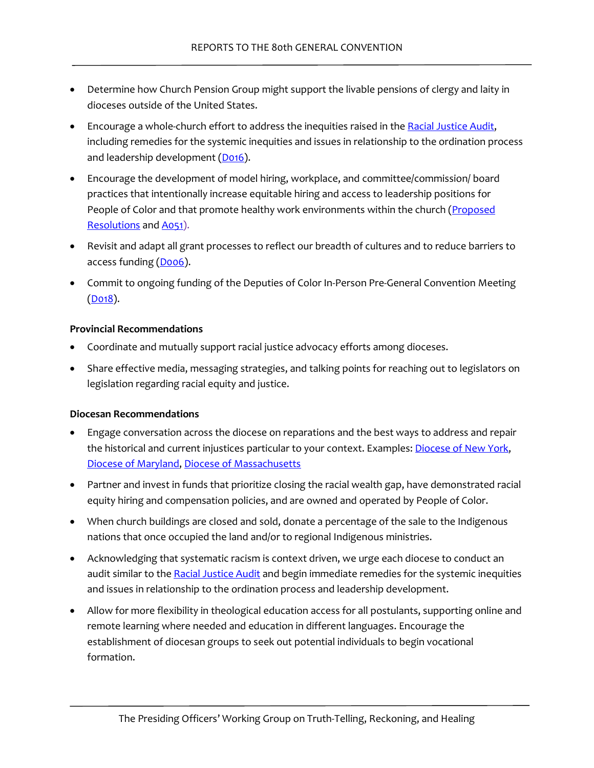- Determine how Church Pension Group might support the livable pensions of clergy and laity in dioceses outside of the United States.
- Encourage a whole-church effort to address the inequities raised in the Racial Justice Audit, including remedies for the systemic inequities and issues in relationship to the ordination process and leadership development (D016).
- Encourage the development of model hiring, workplace, and committee/commission/ board practices that intentionally increase equitable hiring and access to leadership positions for People of Color and that promote healthy work environments within the church (Proposed Resolutions and A051).
- Revisit and adapt all grant processes to reflect our breadth of cultures and to reduce barriers to access funding (D006).
- Commit to ongoing funding of the Deputies of Color In-Person Pre-General Convention Meeting (D018).

**Provincial Recommendations**

- Coordinate and mutually support racial justice advocacy efforts among dioceses.
- Share effective media, messaging strategies, and talking points for reaching out to legislators on legislation regarding racial equity and justice.

**Diocesan Recommendations**

- Engage conversation across the diocese on reparations and the best ways to address and repair the historical and current injustices particular to your context. Examples: Diocese of New York, Diocese of Maryland, Diocese of Massachusetts
- Partner and invest in funds that prioritize closing the racial wealth gap, have demonstrated racial equity hiring and compensation policies, and are owned and operated by People of Color.
- When church buildings are closed and sold, donate a percentage of the sale to the Indigenous nations that once occupied the land and/or to regional Indigenous ministries.
- Acknowledging that systematic racism is context driven, we urge each diocese to conduct an audit similar to the Racial Justice Audit and begin immediate remedies for the systemic inequities and issues in relationship to the ordination process and leadership development.
- Allow for more flexibility in theological education access for all postulants, supporting online and remote learning where needed and education in different languages. Encourage the establishment of diocesan groups to seek out potential individuals to begin vocational formation.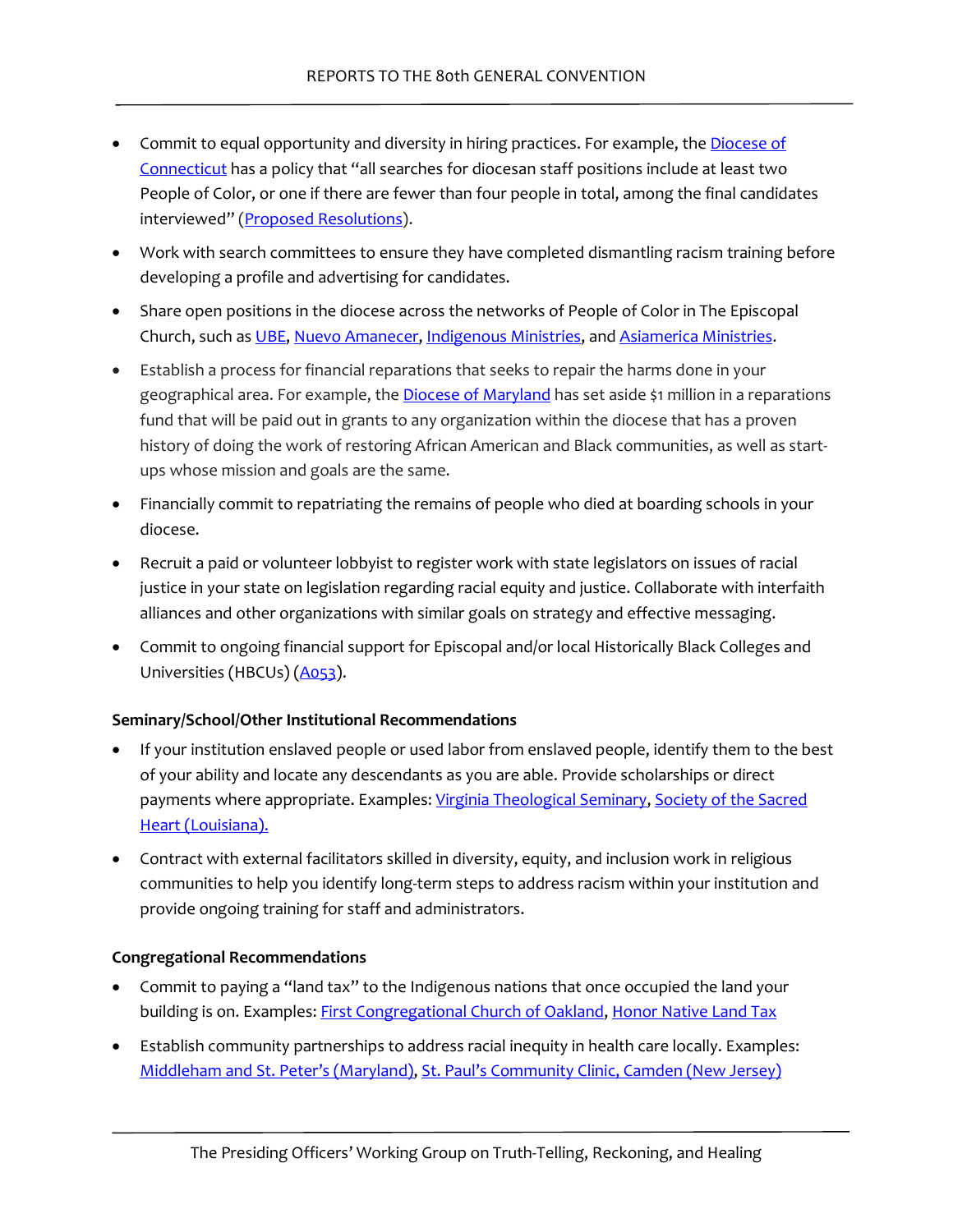- Commit to equal opportunity and diversity in hiring practices. For example, the Diocese of Connecticut has a policy that "all searches for diocesan staff positions include at least two People of Color, or one if there are fewer than four people in total, among the final candidates interviewed" (Proposed Resolutions).
- Work with search committees to ensure they have completed dismantling racism training before developing a profile and advertising for candidates.
- Share open positions in the diocese across the networks of People of Color in The Episcopal Church, such as UBE, Nuevo Amanecer, Indigenous Ministries, and Asiamerica Ministries.
- Establish a process for financial reparations that seeks to repair the harms done in your geographical area. For example, the Diocese of Maryland has set aside $1 million in a reparations fund that will be paid out in grants to any organization within the diocese that has a proven history of doing the work of restoring African American and Black communities, as well as start-ups whose mission and goals are the same.
- Financially commit to repatriating the remains of people who died at boarding schools in your diocese.
- Recruit a paid or volunteer lobbyist to register work with state legislators on issues of racial justice in your state on legislation regarding racial equity and justice. Collaborate with interfaith alliances and other organizations with similar goals on strategy and effective messaging.
- Commit to ongoing financial support for Episcopal and/or local Historically Black Colleges and Universities (HBCUs) (A053).

**Seminary/School/Other Institutional Recommendations**

- If your institution enslaved people or used labor from enslaved people, identify them to the best of your ability and locate any descendants as you are able. Provide scholarships or direct payments where appropriate. Examples: Virginia Theological Seminary, Society of the Sacred Heart (Louisiana).
- Contract with external facilitators skilled in diversity, equity, and inclusion work in religious communities to help you identify long-term steps to address racism within your institution and provide ongoing training for staff and administrators.

**Congregational Recommendations**

- Commit to paying a "land tax" to the Indigenous nations that once occupied the land your building is on. Examples: First Congregational Church of Oakland, Honor Native Land Tax
- Establish community partnerships to address racial inequity in health care locally. Examples: Middleham and St. Peter's (Maryland), St. Paul's Community Clinic, Camden (New Jersey)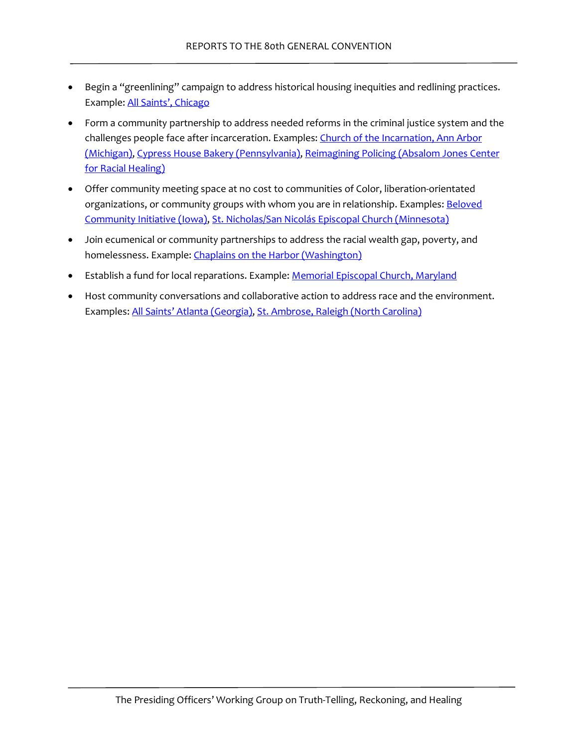- Begin a "greenlining" campaign to address historical housing inequities and redlining practices. Example: All Saints', Chicago
- Form a community partnership to address needed reforms in the criminal justice system and the challenges people face after incarceration. Examples: Church of the Incarnation, Ann Arbor (Michigan), Cypress House Bakery (Pennsylvania), Reimagining Policing (Absalom Jones Center for Racial Healing)
- Offer community meeting space at no cost to communities of Color, liberation-orientated organizations, or community groups with whom you are in relationship. Examples: Beloved Community Initiative (Iowa), St. Nicholas/San Nicolás Episcopal Church (Minnesota)
- Join ecumenical or community partnerships to address the racial wealth gap, poverty, and homelessness. Example: Chaplains on the Harbor (Washington)
- Establish a fund for local reparations. Example: Memorial Episcopal Church, Maryland
- Host community conversations and collaborative action to address race and the environment. Examples: All Saints' Atlanta (Georgia), St. Ambrose, Raleigh (North Carolina)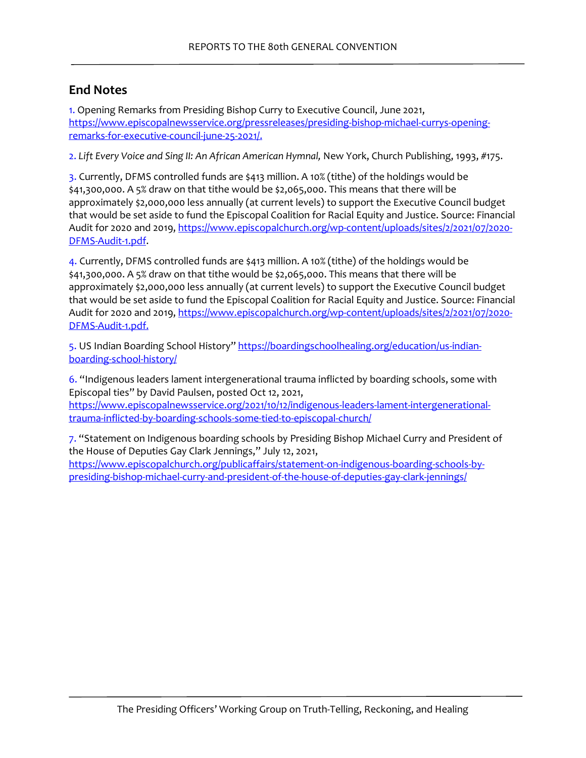## End Notes

1. Opening Remarks from Presiding Bishop Curry to Executive Council, June 2021, https://www.episcopalnewsservice.org/pressreleases/presiding-bishop-michael-currys-opening-remarks-for-executive-council-june-25-2021/.

2. *Lift Every Voice and Sing II: An African American Hymnal,* New York, Church Publishing, 1993, #175.

3. Currently, DFMS controlled funds are $413 million. A 10% (tithe) of the holdings would be $41,300,000. A 5% draw on that tithe would be $2,065,000. This means that there will be approximately $2,000,000 less annually (at current levels) to support the Executive Council budget that would be set aside to fund the Episcopal Coalition for Racial Equity and Justice. Source: Financial Audit for 2020 and 2019, https://www.episcopalchurch.org/wp-content/uploads/sites/2/2021/07/2020-DFMS-Audit-1.pdf.

4. Currently, DFMS controlled funds are $413 million. A 10% (tithe) of the holdings would be $41,300,000. A 5% draw on that tithe would be $2,065,000. This means that there will be approximately $2,000,000 less annually (at current levels) to support the Executive Council budget that would be set aside to fund the Episcopal Coalition for Racial Equity and Justice. Source: Financial Audit for 2020 and 2019, https://www.episcopalchurch.org/wp-content/uploads/sites/2/2021/07/2020-DFMS-Audit-1.pdf.

5. US Indian Boarding School History" https://boardingschoolhealing.org/education/us-indian-boarding-school-history/

6. "Indigenous leaders lament intergenerational trauma inflicted by boarding schools, some with Episcopal ties" by David Paulsen, posted Oct 12, 2021, https://www.episcopalnewsservice.org/2021/10/12/indigenous-leaders-lament-intergenerational-trauma-inflicted-by-boarding-schools-some-tied-to-episcopal-church/

7. "Statement on Indigenous boarding schools by Presiding Bishop Michael Curry and President of the House of Deputies Gay Clark Jennings," July 12, 2021, https://www.episcopalchurch.org/publicaffairs/statement-on-indigenous-boarding-schools-by-presiding-bishop-michael-curry-and-president-of-the-house-of-deputies-gay-clark-jennings/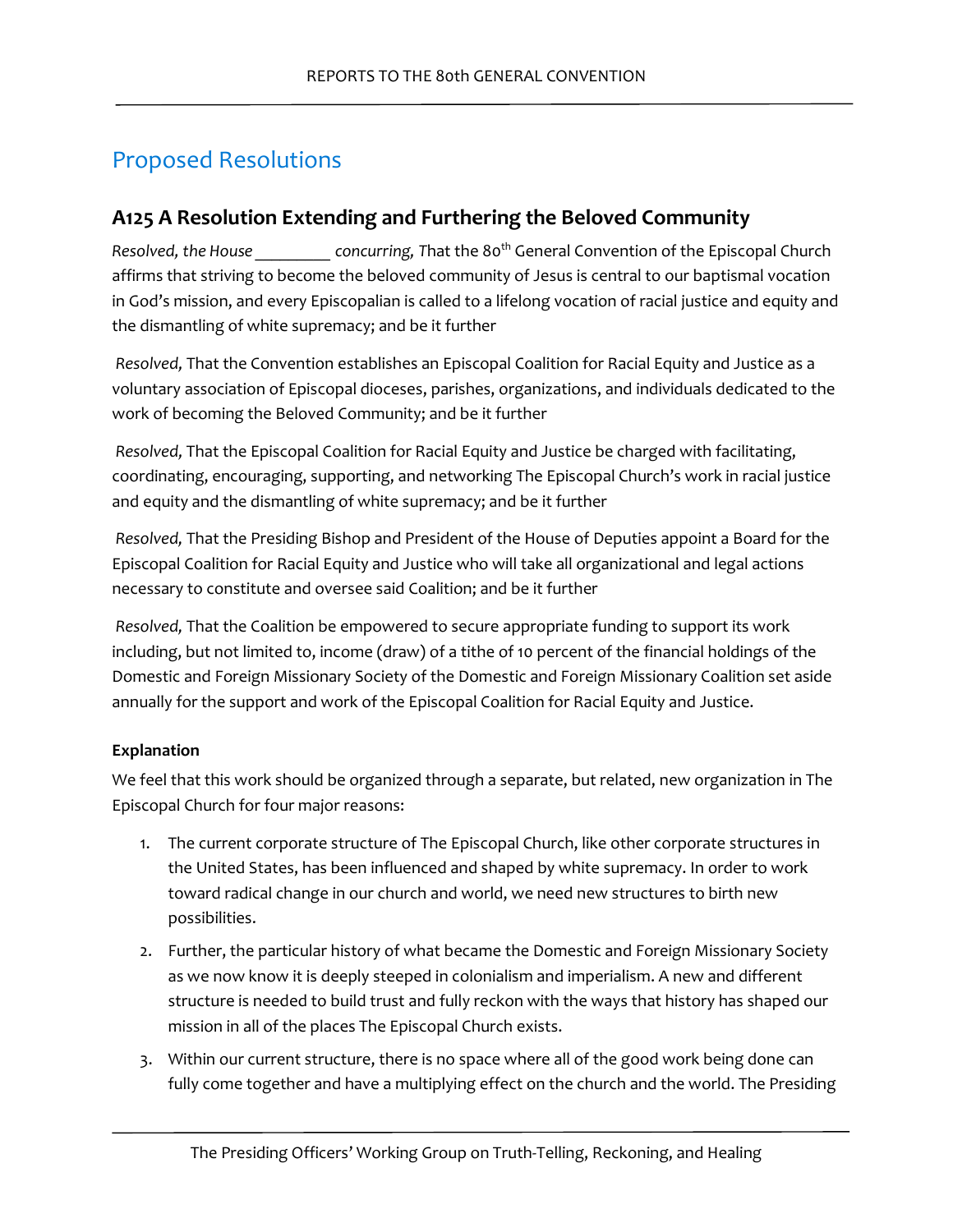## Proposed Resolutions

### A125 A Resolution Extending and Furthering the Beloved Community

*Resolved, the House _________ concurring,* That the 80th General Convention of the Episcopal Church affirms that striving to become the beloved community of Jesus is central to our baptismal vocation in God's mission, and every Episcopalian is called to a lifelong vocation of racial justice and equity and the dismantling of white supremacy; and be it further

*Resolved,* That the Convention establishes an Episcopal Coalition for Racial Equity and Justice as a voluntary association of Episcopal dioceses, parishes, organizations, and individuals dedicated to the work of becoming the Beloved Community; and be it further

*Resolved,* That the Episcopal Coalition for Racial Equity and Justice be charged with facilitating, coordinating, encouraging, supporting, and networking The Episcopal Church's work in racial justice and equity and the dismantling of white supremacy; and be it further

*Resolved,* That the Presiding Bishop and President of the House of Deputies appoint a Board for the Episcopal Coalition for Racial Equity and Justice who will take all organizational and legal actions necessary to constitute and oversee said Coalition; and be it further

*Resolved,* That the Coalition be empowered to secure appropriate funding to support its work including, but not limited to, income (draw) of a tithe of 10 percent of the financial holdings of the Domestic and Foreign Missionary Society of the Domestic and Foreign Missionary Coalition set aside annually for the support and work of the Episcopal Coalition for Racial Equity and Justice.

**Explanation**

We feel that this work should be organized through a separate, but related, new organization in The Episcopal Church for four major reasons:

1. The current corporate structure of The Episcopal Church, like other corporate structures in the United States, has been influenced and shaped by white supremacy. In order to work toward radical change in our church and world, we need new structures to birth new possibilities.
2. Further, the particular history of what became the Domestic and Foreign Missionary Society as we now know it is deeply steeped in colonialism and imperialism. A new and different structure is needed to build trust and fully reckon with the ways that history has shaped our mission in all of the places The Episcopal Church exists.
3. Within our current structure, there is no space where all of the good work being done can fully come together and have a multiplying effect on the church and the world. The Presiding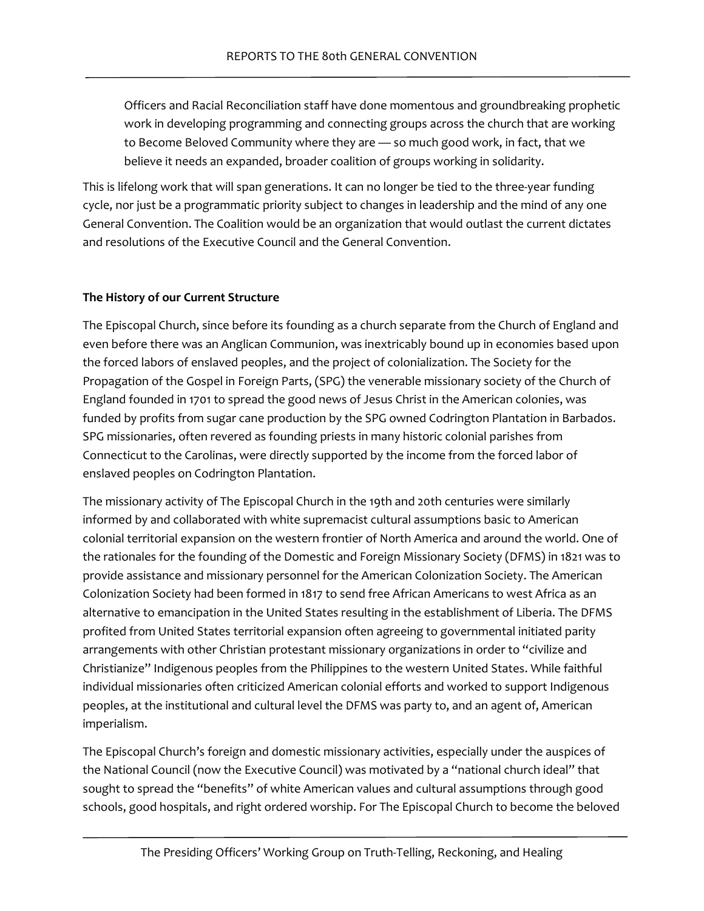> Officers and Racial Reconciliation staff have done momentous and groundbreaking prophetic work in developing programming and connecting groups across the church that are working to Become Beloved Community where they are — so much good work, in fact, that we believe it needs an expanded, broader coalition of groups working in solidarity.

This is lifelong work that will span generations. It can no longer be tied to the three-year funding cycle, nor just be a programmatic priority subject to changes in leadership and the mind of any one General Convention. The Coalition would be an organization that would outlast the current dictates and resolutions of the Executive Council and the General Convention.

**The History of our Current Structure**

The Episcopal Church, since before its founding as a church separate from the Church of England and even before there was an Anglican Communion, was inextricably bound up in economies based upon the forced labors of enslaved peoples, and the project of colonialization. The Society for the Propagation of the Gospel in Foreign Parts, (SPG) the venerable missionary society of the Church of England founded in 1701 to spread the good news of Jesus Christ in the American colonies, was funded by profits from sugar cane production by the SPG owned Codrington Plantation in Barbados. SPG missionaries, often revered as founding priests in many historic colonial parishes from Connecticut to the Carolinas, were directly supported by the income from the forced labor of enslaved peoples on Codrington Plantation.

The missionary activity of The Episcopal Church in the 19th and 20th centuries were similarly informed by and collaborated with white supremacist cultural assumptions basic to American colonial territorial expansion on the western frontier of North America and around the world. One of the rationales for the founding of the Domestic and Foreign Missionary Society (DFMS) in 1821 was to provide assistance and missionary personnel for the American Colonization Society. The American Colonization Society had been formed in 1817 to send free African Americans to west Africa as an alternative to emancipation in the United States resulting in the establishment of Liberia. The DFMS profited from United States territorial expansion often agreeing to governmental initiated parity arrangements with other Christian protestant missionary organizations in order to "civilize and Christianize" Indigenous peoples from the Philippines to the western United States. While faithful individual missionaries often criticized American colonial efforts and worked to support Indigenous peoples, at the institutional and cultural level the DFMS was party to, and an agent of, American imperialism.

The Episcopal Church's foreign and domestic missionary activities, especially under the auspices of the National Council (now the Executive Council) was motivated by a "national church ideal" that sought to spread the "benefits" of white American values and cultural assumptions through good schools, good hospitals, and right ordered worship. For The Episcopal Church to become the beloved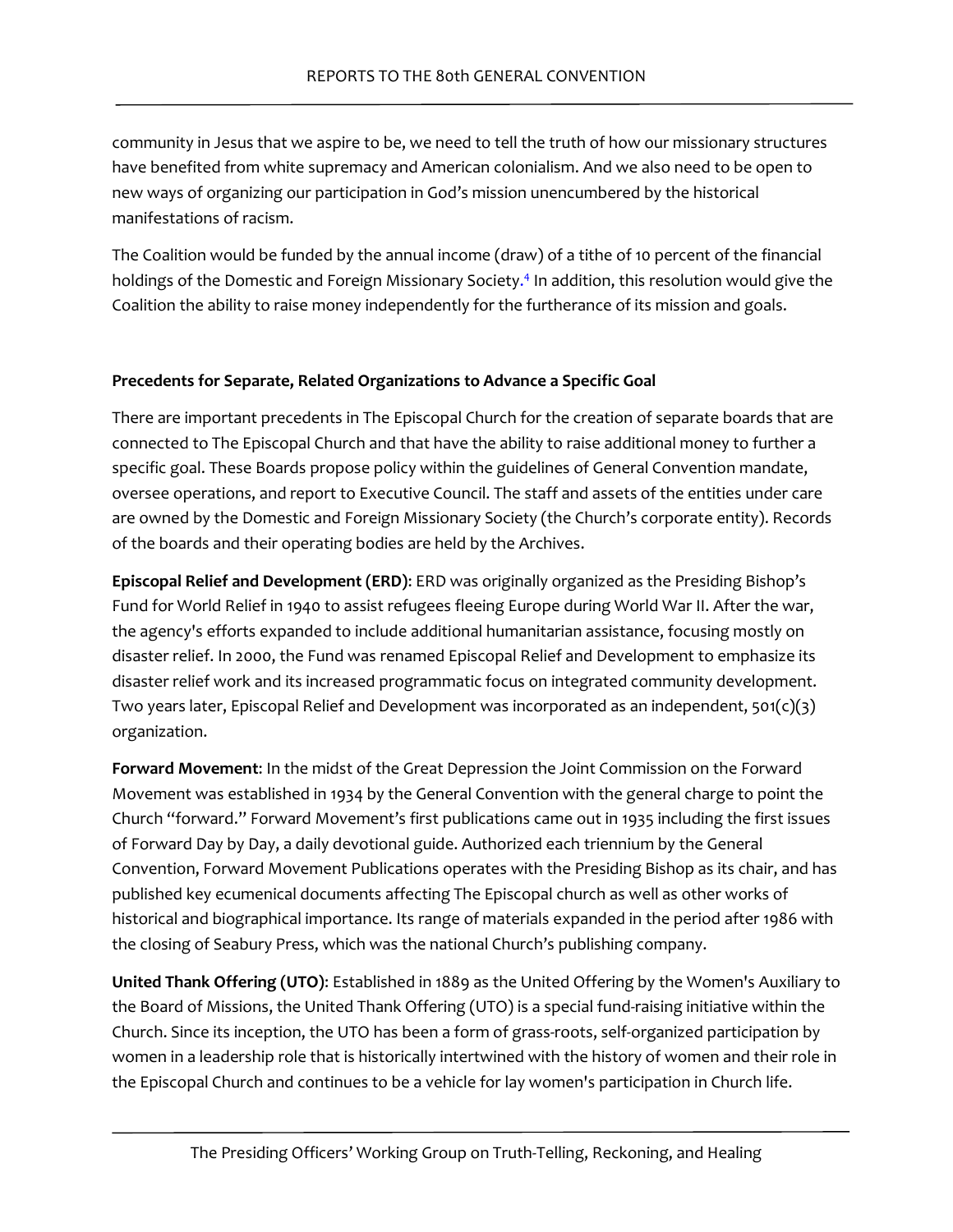community in Jesus that we aspire to be, we need to tell the truth of how our missionary structures have benefited from white supremacy and American colonialism. And we also need to be open to new ways of organizing our participation in God's mission unencumbered by the historical manifestations of racism.

The Coalition would be funded by the annual income (draw) of a tithe of 10 percent of the financial holdings of the Domestic and Foreign Missionary Society.[4] In addition, this resolution would give the Coalition the ability to raise money independently for the furtherance of its mission and goals.

### Precedents for Separate, Related Organizations to Advance a Specific Goal

There are important precedents in The Episcopal Church for the creation of separate boards that are connected to The Episcopal Church and that have the ability to raise additional money to further a specific goal. These Boards propose policy within the guidelines of General Convention mandate, oversee operations, and report to Executive Council. The staff and assets of the entities under care are owned by the Domestic and Foreign Missionary Society (the Church's corporate entity). Records of the boards and their operating bodies are held by the Archives.

**Episcopal Relief and Development (ERD)**: ERD was originally organized as the Presiding Bishop's Fund for World Relief in 1940 to assist refugees fleeing Europe during World War II. After the war, the agency's efforts expanded to include additional humanitarian assistance, focusing mostly on disaster relief. In 2000, the Fund was renamed Episcopal Relief and Development to emphasize its disaster relief work and its increased programmatic focus on integrated community development. Two years later, Episcopal Relief and Development was incorporated as an independent, 501(c)(3) organization.

**Forward Movement**: In the midst of the Great Depression the Joint Commission on the Forward Movement was established in 1934 by the General Convention with the general charge to point the Church "forward." Forward Movement's first publications came out in 1935 including the first issues of Forward Day by Day, a daily devotional guide. Authorized each triennium by the General Convention, Forward Movement Publications operates with the Presiding Bishop as its chair, and has published key ecumenical documents affecting The Episcopal church as well as other works of historical and biographical importance. Its range of materials expanded in the period after 1986 with the closing of Seabury Press, which was the national Church's publishing company.

**United Thank Offering (UTO)**: Established in 1889 as the United Offering by the Women's Auxiliary to the Board of Missions, the United Thank Offering (UTO) is a special fund-raising initiative within the Church. Since its inception, the UTO has been a form of grass-roots, self-organized participation by women in a leadership role that is historically intertwined with the history of women and their role in the Episcopal Church and continues to be a vehicle for lay women's participation in Church life.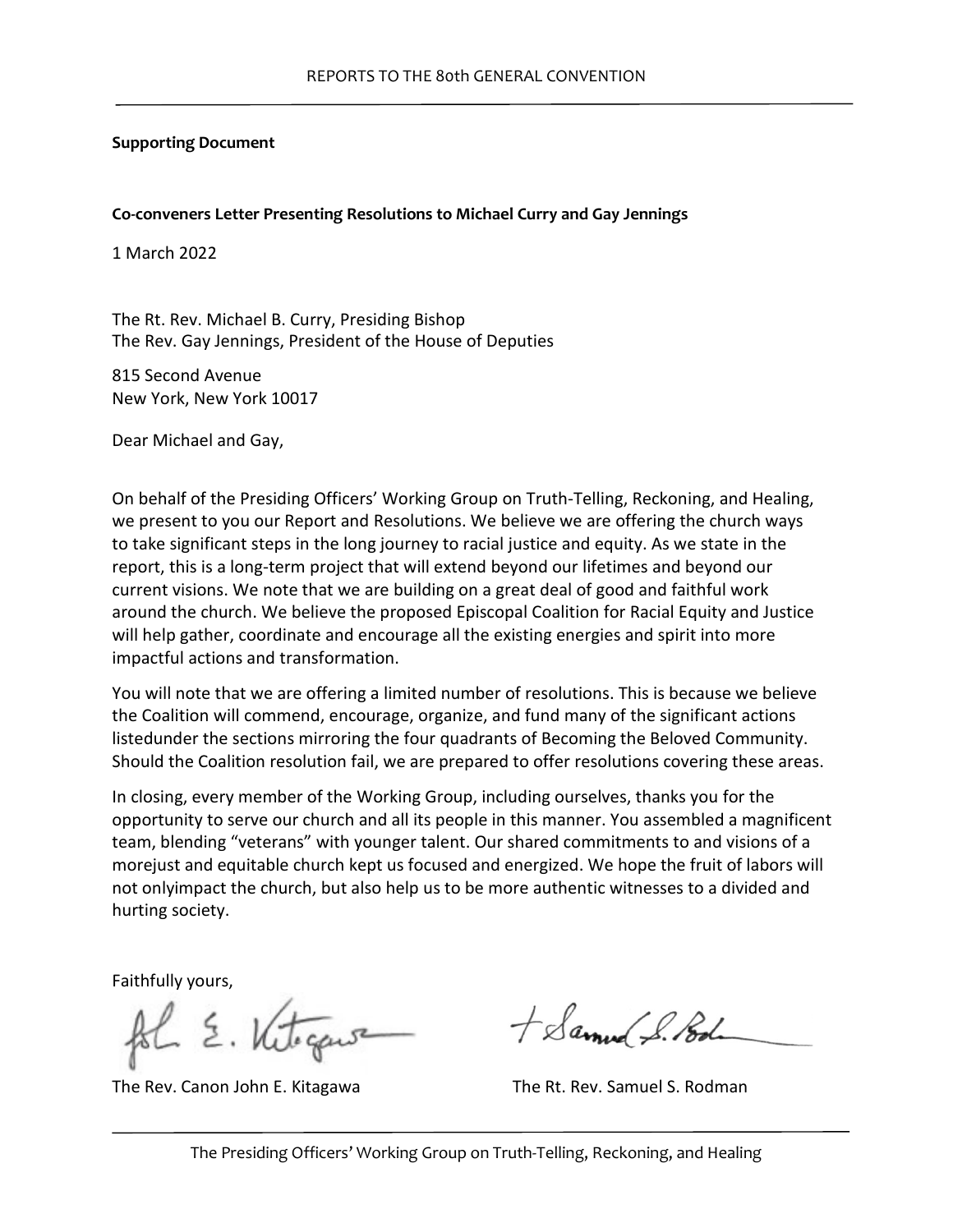**Supporting Document**

**Co-conveners Letter Presenting Resolutions to Michael Curry and Gay Jennings**

1 March 2022

The Rt. Rev. Michael B. Curry, Presiding Bishop
The Rev. Gay Jennings, President of the House of Deputies

815 Second Avenue
New York, New York 10017

Dear Michael and Gay,

On behalf of the Presiding Officers' Working Group on Truth-Telling, Reckoning, and Healing, we present to you our Report and Resolutions. We believe we are offering the church ways to take significant steps in the long journey to racial justice and equity. As we state in the report, this is a long-term project that will extend beyond our lifetimes and beyond our current visions. We note that we are building on a great deal of good and faithful work around the church. We believe the proposed Episcopal Coalition for Racial Equity and Justice will help gather, coordinate and encourage all the existing energies and spirit into more impactful actions and transformation.

You will note that we are offering a limited number of resolutions. This is because we believe the Coalition will commend, encourage, organize, and fund many of the significant actions listedunder the sections mirroring the four quadrants of Becoming the Beloved Community. Should the Coalition resolution fail, we are prepared to offer resolutions covering these areas.

In closing, every member of the Working Group, including ourselves, thanks you for the opportunity to serve our church and all its people in this manner. You assembled a magnificent team, blending "veterans" with younger talent. Our shared commitments to and visions of a morejust and equitable church kept us focused and energized. We hope the fruit of labors will not onlyimpact the church, but also help us to be more authentic witnesses to a divided and hurting society.

Faithfully yours,

The Rev. Canon John E. Kitagawa

The Rt. Rev. Samuel S. Rodman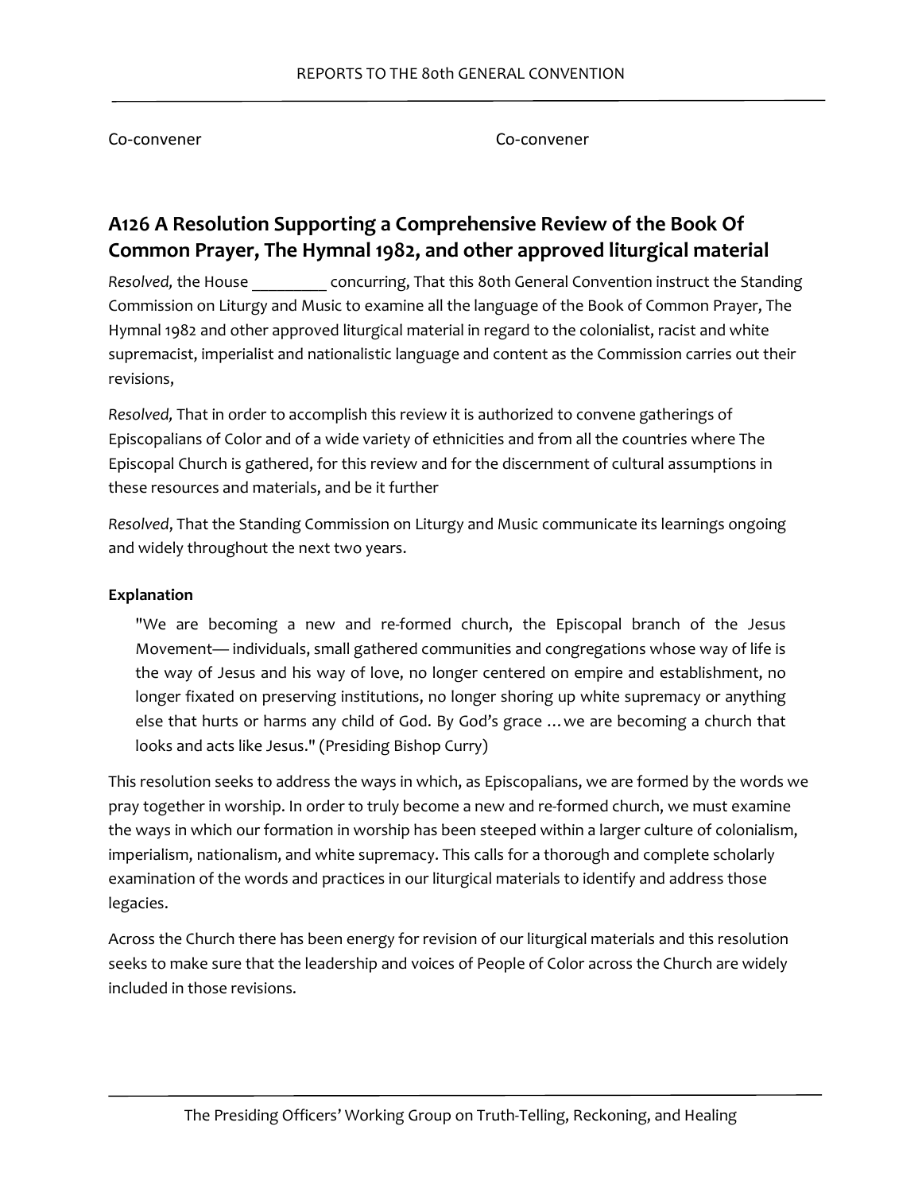Co-convener Co-convener

## A126 A Resolution Supporting a Comprehensive Review of the Book Of Common Prayer, The Hymnal 1982, and other approved liturgical material

*Resolved,* the House _________ concurring, That this 80th General Convention instruct the Standing Commission on Liturgy and Music to examine all the language of the Book of Common Prayer, The Hymnal 1982 and other approved liturgical material in regard to the colonialist, racist and white supremacist, imperialist and nationalistic language and content as the Commission carries out their revisions,

*Resolved,* That in order to accomplish this review it is authorized to convene gatherings of Episcopalians of Color and of a wide variety of ethnicities and from all the countries where The Episcopal Church is gathered, for this review and for the discernment of cultural assumptions in these resources and materials, and be it further

*Resolved*, That the Standing Commission on Liturgy and Music communicate its learnings ongoing and widely throughout the next two years.

**Explanation**

> "We are becoming a new and re-formed church, the Episcopal branch of the Jesus Movement— individuals, small gathered communities and congregations whose way of life is the way of Jesus and his way of love, no longer centered on empire and establishment, no longer fixated on preserving institutions, no longer shoring up white supremacy or anything else that hurts or harms any child of God. By God's grace …we are becoming a church that looks and acts like Jesus." (Presiding Bishop Curry)

This resolution seeks to address the ways in which, as Episcopalians, we are formed by the words we pray together in worship. In order to truly become a new and re-formed church, we must examine the ways in which our formation in worship has been steeped within a larger culture of colonialism, imperialism, nationalism, and white supremacy. This calls for a thorough and complete scholarly examination of the words and practices in our liturgical materials to identify and address those legacies.

Across the Church there has been energy for revision of our liturgical materials and this resolution seeks to make sure that the leadership and voices of People of Color across the Church are widely included in those revisions.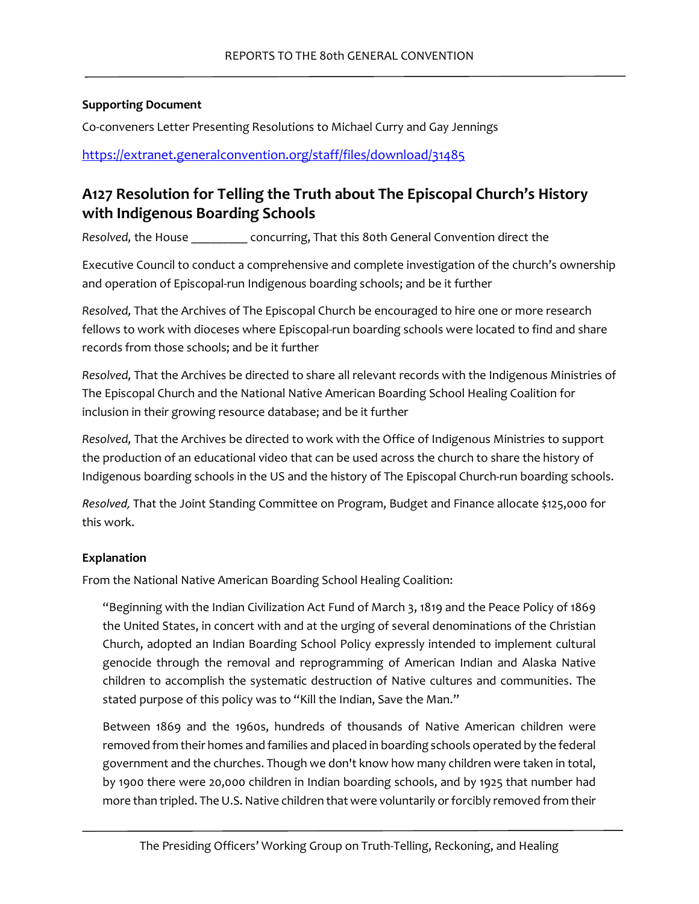**Supporting Document**

Co-conveners Letter Presenting Resolutions to Michael Curry and Gay Jennings

https://extranet.generalconvention.org/staff/files/download/31485

## A127 Resolution for Telling the Truth about The Episcopal Church's History with Indigenous Boarding Schools

*Resolved,* the House _________ concurring, That this 80th General Convention direct the

Executive Council to conduct a comprehensive and complete investigation of the church's ownership and operation of Episcopal-run Indigenous boarding schools; and be it further

*Resolved,* That the Archives of The Episcopal Church be encouraged to hire one or more research fellows to work with dioceses where Episcopal-run boarding schools were located to find and share records from those schools; and be it further

*Resolved,* That the Archives be directed to share all relevant records with the Indigenous Ministries of The Episcopal Church and the National Native American Boarding School Healing Coalition for inclusion in their growing resource database; and be it further

*Resolved,* That the Archives be directed to work with the Office of Indigenous Ministries to support the production of an educational video that can be used across the church to share the history of Indigenous boarding schools in the US and the history of The Episcopal Church-run boarding schools.

*Resolved,* That the Joint Standing Committee on Program, Budget and Finance allocate $125,000 for this work.

**Explanation**

From the National Native American Boarding School Healing Coalition:

> "Beginning with the Indian Civilization Act Fund of March 3, 1819 and the Peace Policy of 1869 the United States, in concert with and at the urging of several denominations of the Christian Church, adopted an Indian Boarding School Policy expressly intended to implement cultural genocide through the removal and reprogramming of American Indian and Alaska Native children to accomplish the systematic destruction of Native cultures and communities. The stated purpose of this policy was to "Kill the Indian, Save the Man."
>
> Between 1869 and the 1960s, hundreds of thousands of Native American children were removed from their homes and families and placed in boarding schools operated by the federal government and the churches. Though we don't know how many children were taken in total, by 1900 there were 20,000 children in Indian boarding schools, and by 1925 that number had more than tripled. The U.S. Native children that were voluntarily or forcibly removed from their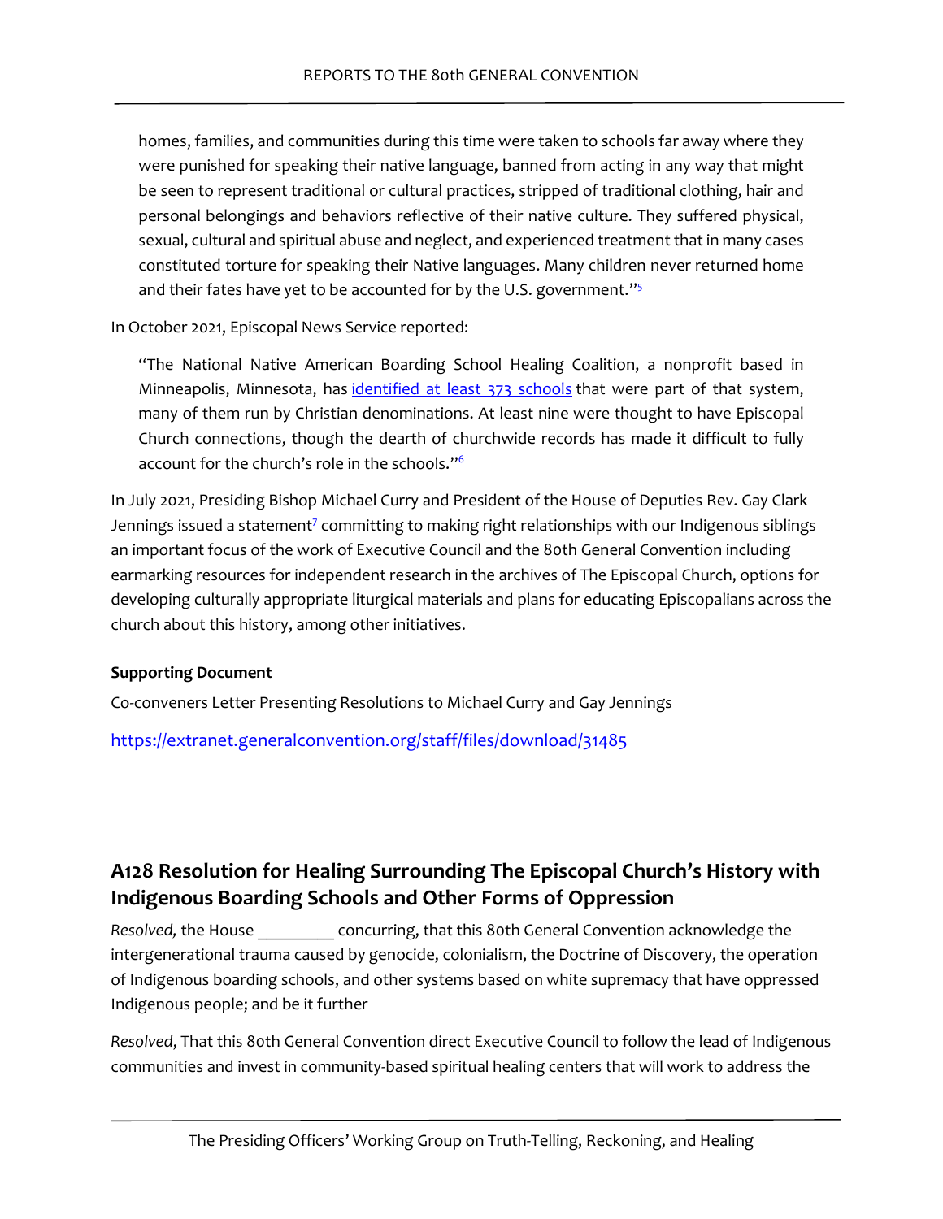homes, families, and communities during this time were taken to schools far away where they were punished for speaking their native language, banned from acting in any way that might be seen to represent traditional or cultural practices, stripped of traditional clothing, hair and personal belongings and behaviors reflective of their native culture. They suffered physical, sexual, cultural and spiritual abuse and neglect, and experienced treatment that in many cases constituted torture for speaking their Native languages. Many children never returned home and their fates have yet to be accounted for by the U.S. government."[5]

In October 2021, Episcopal News Service reported:

> "The National Native American Boarding School Healing Coalition, a nonprofit based in Minneapolis, Minnesota, has identified at least 373 schools that were part of that system, many of them run by Christian denominations. At least nine were thought to have Episcopal Church connections, though the dearth of churchwide records has made it difficult to fully account for the church's role in the schools."[6]

In July 2021, Presiding Bishop Michael Curry and President of the House of Deputies Rev. Gay Clark Jennings issued a statement[7] committing to making right relationships with our Indigenous siblings an important focus of the work of Executive Council and the 80th General Convention including earmarking resources for independent research in the archives of The Episcopal Church, options for developing culturally appropriate liturgical materials and plans for educating Episcopalians across the church about this history, among other initiatives.

**Supporting Document**

Co-conveners Letter Presenting Resolutions to Michael Curry and Gay Jennings

https://extranet.generalconvention.org/staff/files/download/31485

## A128 Resolution for Healing Surrounding The Episcopal Church's History with Indigenous Boarding Schools and Other Forms of Oppression

*Resolved,* the House _________ concurring, that this 80th General Convention acknowledge the intergenerational trauma caused by genocide, colonialism, the Doctrine of Discovery, the operation of Indigenous boarding schools, and other systems based on white supremacy that have oppressed Indigenous people; and be it further

*Resolved*, That this 80th General Convention direct Executive Council to follow the lead of Indigenous communities and invest in community-based spiritual healing centers that will work to address the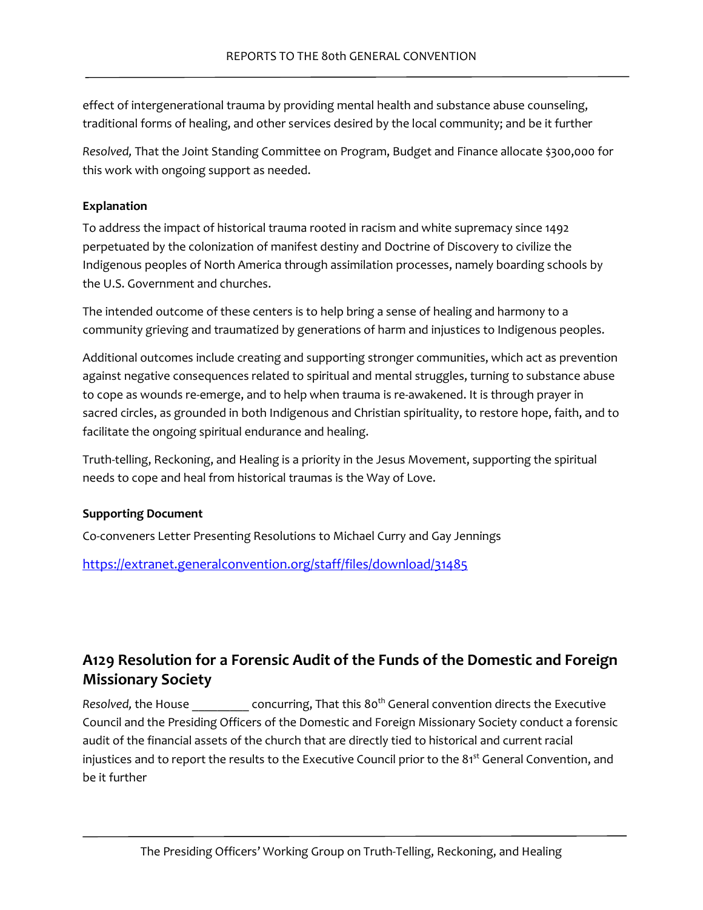effect of intergenerational trauma by providing mental health and substance abuse counseling, traditional forms of healing, and other services desired by the local community; and be it further

*Resolved,* That the Joint Standing Committee on Program, Budget and Finance allocate $300,000 for this work with ongoing support as needed.

**Explanation**

To address the impact of historical trauma rooted in racism and white supremacy since 1492 perpetuated by the colonization of manifest destiny and Doctrine of Discovery to civilize the Indigenous peoples of North America through assimilation processes, namely boarding schools by the U.S. Government and churches.

The intended outcome of these centers is to help bring a sense of healing and harmony to a community grieving and traumatized by generations of harm and injustices to Indigenous peoples.

Additional outcomes include creating and supporting stronger communities, which act as prevention against negative consequences related to spiritual and mental struggles, turning to substance abuse to cope as wounds re-emerge, and to help when trauma is re-awakened. It is through prayer in sacred circles, as grounded in both Indigenous and Christian spirituality, to restore hope, faith, and to facilitate the ongoing spiritual endurance and healing.

Truth-telling, Reckoning, and Healing is a priority in the Jesus Movement, supporting the spiritual needs to cope and heal from historical traumas is the Way of Love.

**Supporting Document**

Co-conveners Letter Presenting Resolutions to Michael Curry and Gay Jennings

https://extranet.generalconvention.org/staff/files/download/31485

## A129 Resolution for a Forensic Audit of the Funds of the Domestic and Foreign Missionary Society

*Resolved,* the House _________ concurring, That this 80th General convention directs the Executive Council and the Presiding Officers of the Domestic and Foreign Missionary Society conduct a forensic audit of the financial assets of the church that are directly tied to historical and current racial injustices and to report the results to the Executive Council prior to the 81st General Convention, and be it further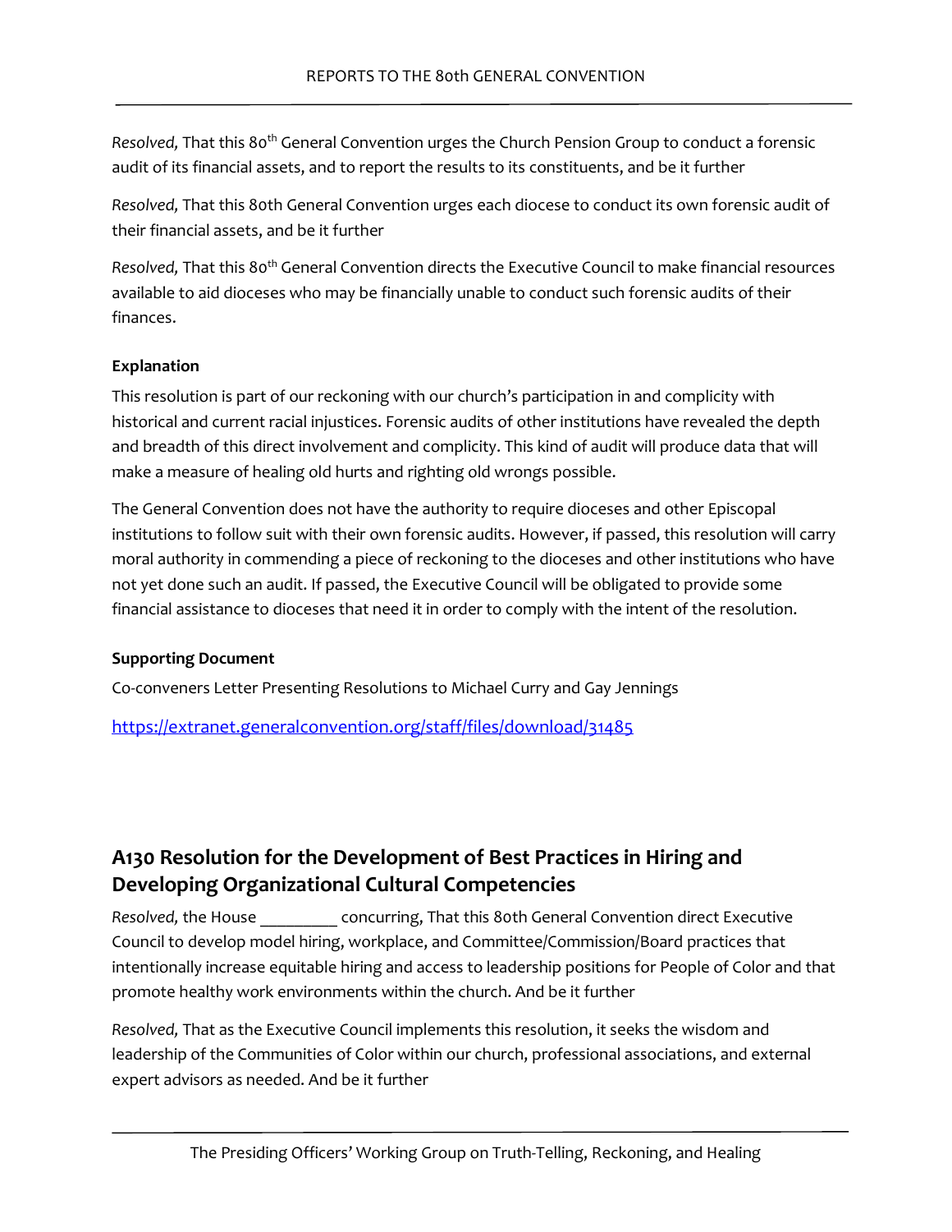*Resolved,* That this 80th General Convention urges the Church Pension Group to conduct a forensic audit of its financial assets, and to report the results to its constituents, and be it further

*Resolved,* That this 80th General Convention urges each diocese to conduct its own forensic audit of their financial assets, and be it further

*Resolved,* That this 80th General Convention directs the Executive Council to make financial resources available to aid dioceses who may be financially unable to conduct such forensic audits of their finances.

**Explanation**

This resolution is part of our reckoning with our church's participation in and complicity with historical and current racial injustices. Forensic audits of other institutions have revealed the depth and breadth of this direct involvement and complicity. This kind of audit will produce data that will make a measure of healing old hurts and righting old wrongs possible.

The General Convention does not have the authority to require dioceses and other Episcopal institutions to follow suit with their own forensic audits. However, if passed, this resolution will carry moral authority in commending a piece of reckoning to the dioceses and other institutions who have not yet done such an audit. If passed, the Executive Council will be obligated to provide some financial assistance to dioceses that need it in order to comply with the intent of the resolution.

**Supporting Document**

Co-conveners Letter Presenting Resolutions to Michael Curry and Gay Jennings

https://extranet.generalconvention.org/staff/files/download/31485

## A130 Resolution for the Development of Best Practices in Hiring and Developing Organizational Cultural Competencies

*Resolved,* the House _________ concurring, That this 80th General Convention direct Executive Council to develop model hiring, workplace, and Committee/Commission/Board practices that intentionally increase equitable hiring and access to leadership positions for People of Color and that promote healthy work environments within the church. And be it further

*Resolved,* That as the Executive Council implements this resolution, it seeks the wisdom and leadership of the Communities of Color within our church, professional associations, and external expert advisors as needed. And be it further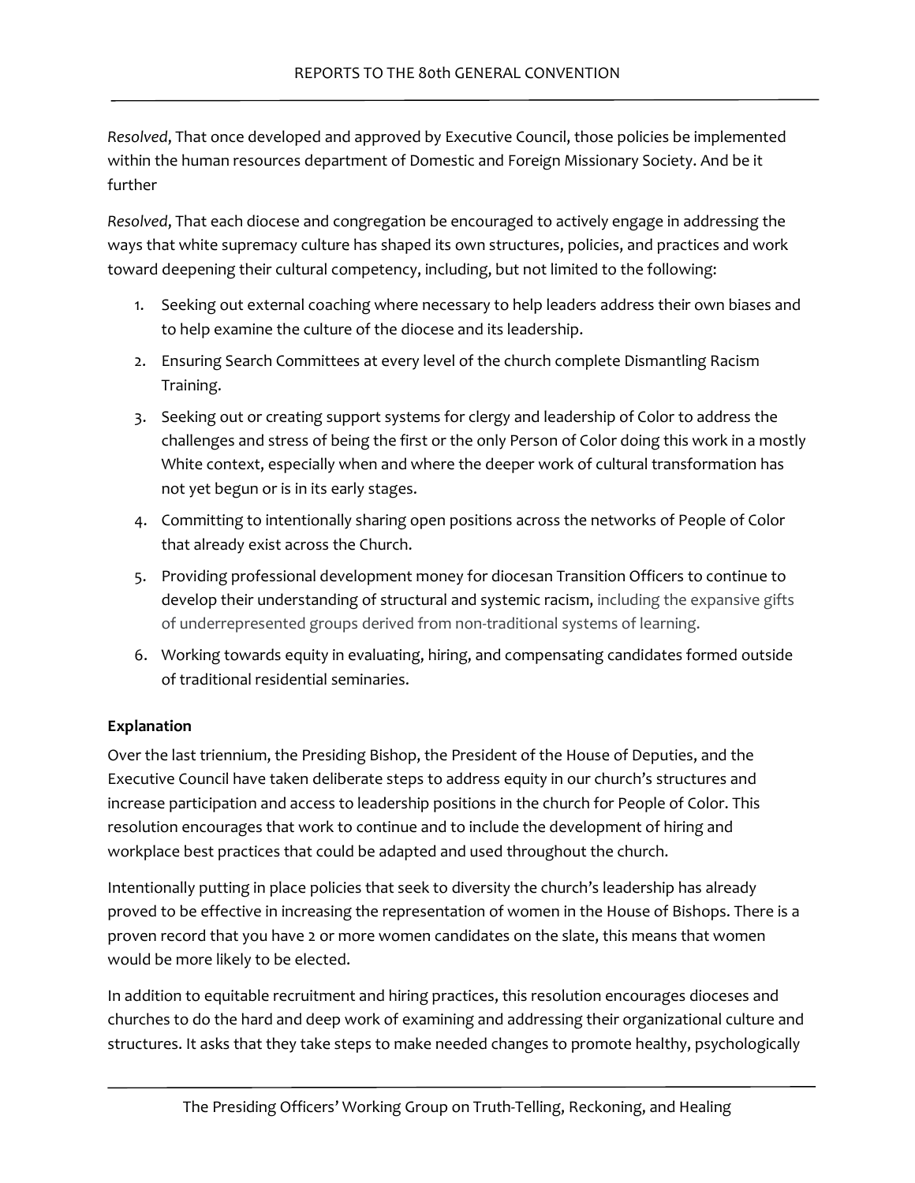*Resolved*, That once developed and approved by Executive Council, those policies be implemented within the human resources department of Domestic and Foreign Missionary Society. And be it further

*Resolved*, That each diocese and congregation be encouraged to actively engage in addressing the ways that white supremacy culture has shaped its own structures, policies, and practices and work toward deepening their cultural competency, including, but not limited to the following:

1. Seeking out external coaching where necessary to help leaders address their own biases and to help examine the culture of the diocese and its leadership.
2. Ensuring Search Committees at every level of the church complete Dismantling Racism Training.
3. Seeking out or creating support systems for clergy and leadership of Color to address the challenges and stress of being the first or the only Person of Color doing this work in a mostly White context, especially when and where the deeper work of cultural transformation has not yet begun or is in its early stages.
4. Committing to intentionally sharing open positions across the networks of People of Color that already exist across the Church.
5. Providing professional development money for diocesan Transition Officers to continue to develop their understanding of structural and systemic racism, including the expansive gifts of underrepresented groups derived from non-traditional systems of learning.
6. Working towards equity in evaluating, hiring, and compensating candidates formed outside of traditional residential seminaries.

**Explanation**

Over the last triennium, the Presiding Bishop, the President of the House of Deputies, and the Executive Council have taken deliberate steps to address equity in our church's structures and increase participation and access to leadership positions in the church for People of Color. This resolution encourages that work to continue and to include the development of hiring and workplace best practices that could be adapted and used throughout the church.

Intentionally putting in place policies that seek to diversity the church's leadership has already proved to be effective in increasing the representation of women in the House of Bishops. There is a proven record that you have 2 or more women candidates on the slate, this means that women would be more likely to be elected.

In addition to equitable recruitment and hiring practices, this resolution encourages dioceses and churches to do the hard and deep work of examining and addressing their organizational culture and structures. It asks that they take steps to make needed changes to promote healthy, psychologically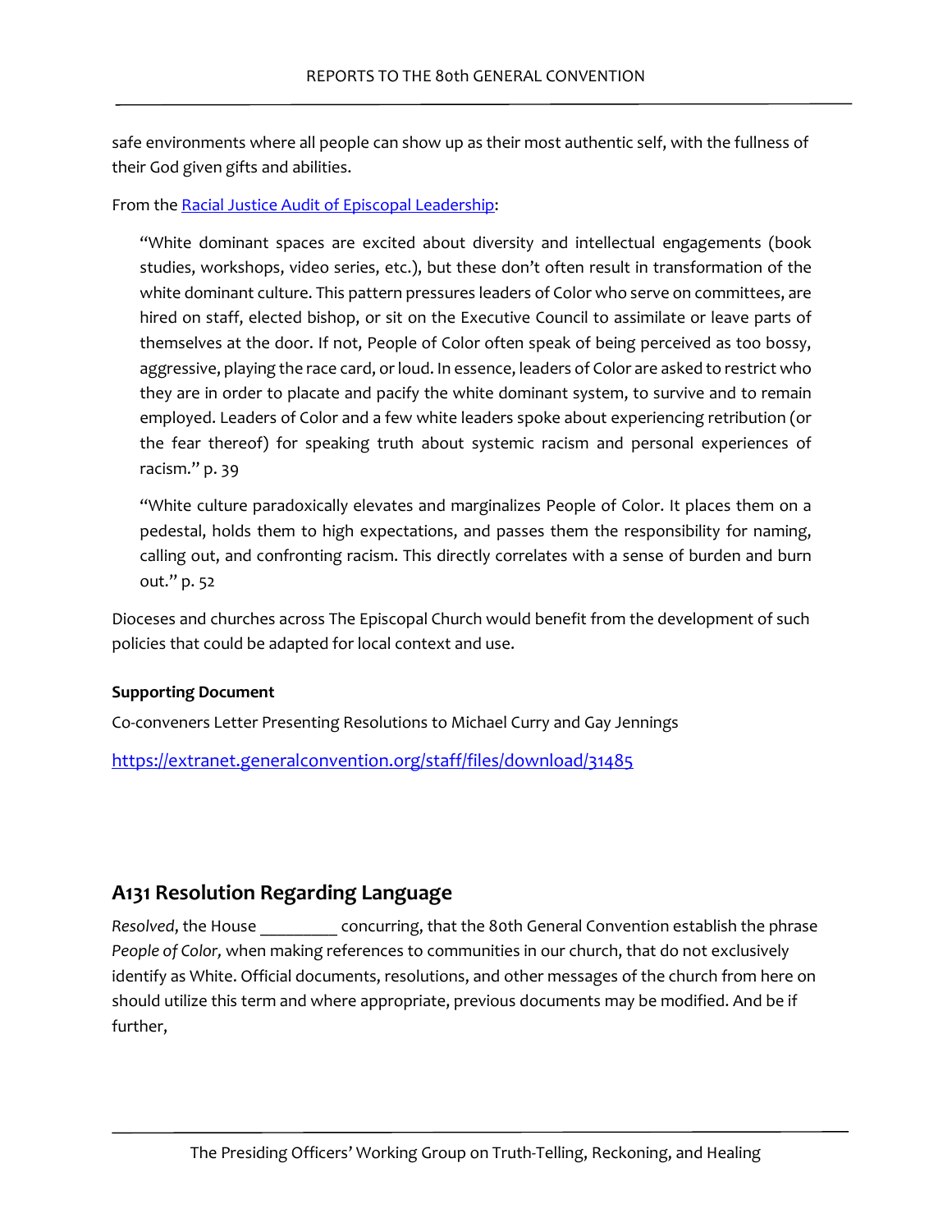safe environments where all people can show up as their most authentic self, with the fullness of their God given gifts and abilities.

From the [Racial Justice Audit of Episcopal Leadership](#):

> "White dominant spaces are excited about diversity and intellectual engagements (book studies, workshops, video series, etc.), but these don't often result in transformation of the white dominant culture. This pattern pressures leaders of Color who serve on committees, are hired on staff, elected bishop, or sit on the Executive Council to assimilate or leave parts of themselves at the door. If not, People of Color often speak of being perceived as too bossy, aggressive, playing the race card, or loud. In essence, leaders of Color are asked to restrict who they are in order to placate and pacify the white dominant system, to survive and to remain employed. Leaders of Color and a few white leaders spoke about experiencing retribution (or the fear thereof) for speaking truth about systemic racism and personal experiences of racism." p. 39

> "White culture paradoxically elevates and marginalizes People of Color. It places them on a pedestal, holds them to high expectations, and passes them the responsibility for naming, calling out, and confronting racism. This directly correlates with a sense of burden and burn out." p. 52

Dioceses and churches across The Episcopal Church would benefit from the development of such policies that could be adapted for local context and use.

**Supporting Document**

Co-conveners Letter Presenting Resolutions to Michael Curry and Gay Jennings

https://extranet.generalconvention.org/staff/files/download/31485

## A131 Resolution Regarding Language

*Resolved*, the House _________ concurring, that the 80th General Convention establish the phrase *People of Color,* when making references to communities in our church, that do not exclusively identify as White. Official documents, resolutions, and other messages of the church from here on should utilize this term and where appropriate, previous documents may be modified. And be if further,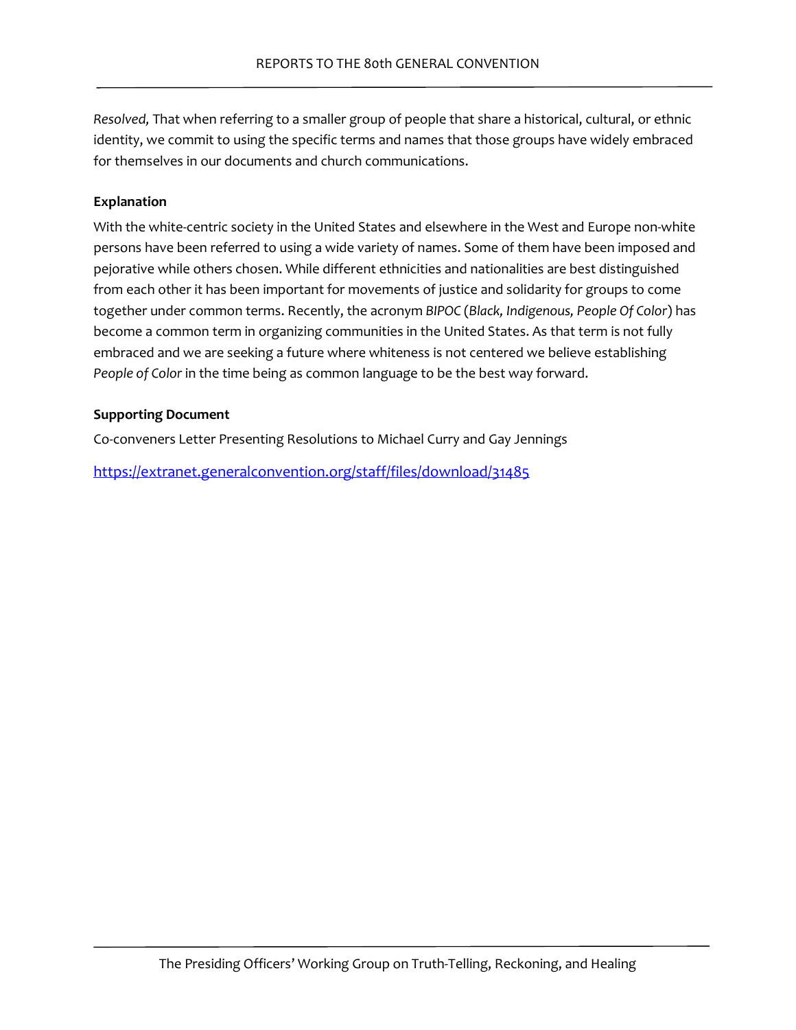*Resolved,* That when referring to a smaller group of people that share a historical, cultural, or ethnic identity, we commit to using the specific terms and names that those groups have widely embraced for themselves in our documents and church communications.

**Explanation**

With the white-centric society in the United States and elsewhere in the West and Europe non-white persons have been referred to using a wide variety of names. Some of them have been imposed and pejorative while others chosen. While different ethnicities and nationalities are best distinguished from each other it has been important for movements of justice and solidarity for groups to come together under common terms. Recently, the acronym *BIPOC* (*Black, Indigenous, People Of Color*) has become a common term in organizing communities in the United States. As that term is not fully embraced and we are seeking a future where whiteness is not centered we believe establishing *People of Color* in the time being as common language to be the best way forward.

**Supporting Document**

Co-conveners Letter Presenting Resolutions to Michael Curry and Gay Jennings

https://extranet.generalconvention.org/staff/files/download/31485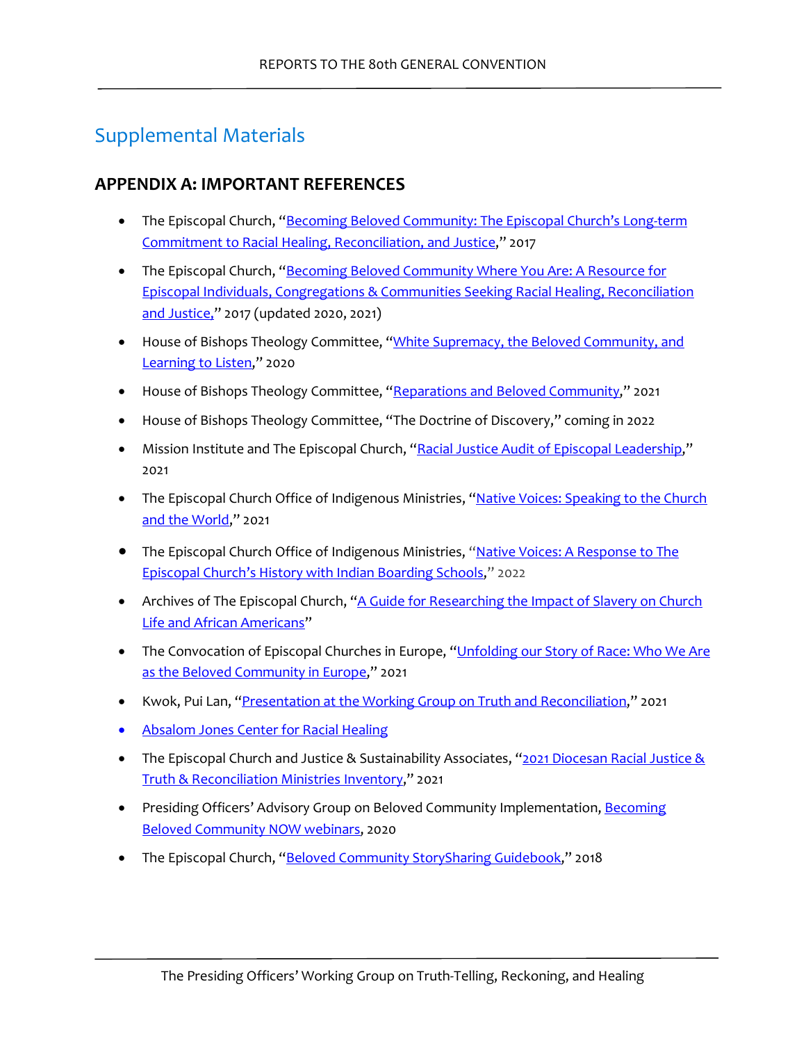# Supplemental Materials

## APPENDIX A: IMPORTANT REFERENCES

- The Episcopal Church, "Becoming Beloved Community: The Episcopal Church's Long-term Commitment to Racial Healing, Reconciliation, and Justice," 2017
- The Episcopal Church, "Becoming Beloved Community Where You Are: A Resource for Episcopal Individuals, Congregations & Communities Seeking Racial Healing, Reconciliation and Justice," 2017 (updated 2020, 2021)
- House of Bishops Theology Committee, "White Supremacy, the Beloved Community, and Learning to Listen," 2020
- House of Bishops Theology Committee, "Reparations and Beloved Community," 2021
- House of Bishops Theology Committee, "The Doctrine of Discovery," coming in 2022
- Mission Institute and The Episcopal Church, "Racial Justice Audit of Episcopal Leadership," 2021
- The Episcopal Church Office of Indigenous Ministries, "Native Voices: Speaking to the Church and the World," 2021
- The Episcopal Church Office of Indigenous Ministries, "Native Voices: A Response to The Episcopal Church's History with Indian Boarding Schools," 2022
- Archives of The Episcopal Church, "A Guide for Researching the Impact of Slavery on Church Life and African Americans"
- The Convocation of Episcopal Churches in Europe, "Unfolding our Story of Race: Who We Are as the Beloved Community in Europe," 2021
- Kwok, Pui Lan, "Presentation at the Working Group on Truth and Reconciliation," 2021
- Absalom Jones Center for Racial Healing
- The Episcopal Church and Justice & Sustainability Associates, "2021 Diocesan Racial Justice & Truth & Reconciliation Ministries Inventory," 2021
- Presiding Officers' Advisory Group on Beloved Community Implementation, Becoming Beloved Community NOW webinars, 2020
- The Episcopal Church, "Beloved Community StorySharing Guidebook," 2018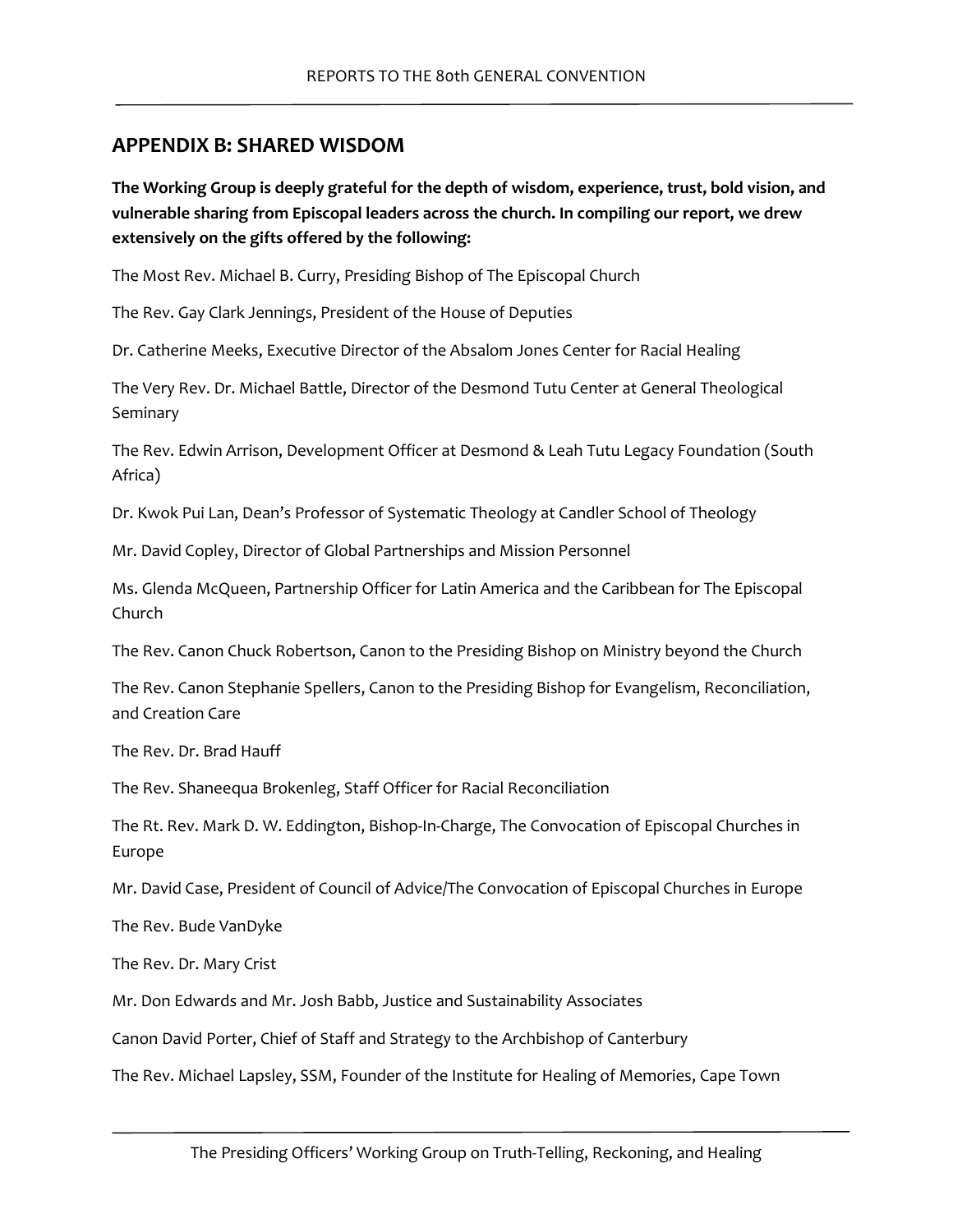## APPENDIX B: SHARED WISDOM

**The Working Group is deeply grateful for the depth of wisdom, experience, trust, bold vision, and vulnerable sharing from Episcopal leaders across the church. In compiling our report, we drew extensively on the gifts offered by the following:**

The Most Rev. Michael B. Curry, Presiding Bishop of The Episcopal Church

The Rev. Gay Clark Jennings, President of the House of Deputies

Dr. Catherine Meeks, Executive Director of the Absalom Jones Center for Racial Healing

The Very Rev. Dr. Michael Battle, Director of the Desmond Tutu Center at General Theological Seminary

The Rev. Edwin Arrison, Development Officer at Desmond & Leah Tutu Legacy Foundation (South Africa)

Dr. Kwok Pui Lan, Dean's Professor of Systematic Theology at Candler School of Theology

Mr. David Copley, Director of Global Partnerships and Mission Personnel

Ms. Glenda McQueen, Partnership Officer for Latin America and the Caribbean for The Episcopal Church

The Rev. Canon Chuck Robertson, Canon to the Presiding Bishop on Ministry beyond the Church

The Rev. Canon Stephanie Spellers, Canon to the Presiding Bishop for Evangelism, Reconciliation, and Creation Care

The Rev. Dr. Brad Hauff

The Rev. Shaneequa Brokenleg, Staff Officer for Racial Reconciliation

The Rt. Rev. Mark D. W. Eddington, Bishop-In-Charge, The Convocation of Episcopal Churches in Europe

Mr. David Case, President of Council of Advice/The Convocation of Episcopal Churches in Europe

The Rev. Bude VanDyke

The Rev. Dr. Mary Crist

Mr. Don Edwards and Mr. Josh Babb, Justice and Sustainability Associates

Canon David Porter, Chief of Staff and Strategy to the Archbishop of Canterbury

The Rev. Michael Lapsley, SSM, Founder of the Institute for Healing of Memories, Cape Town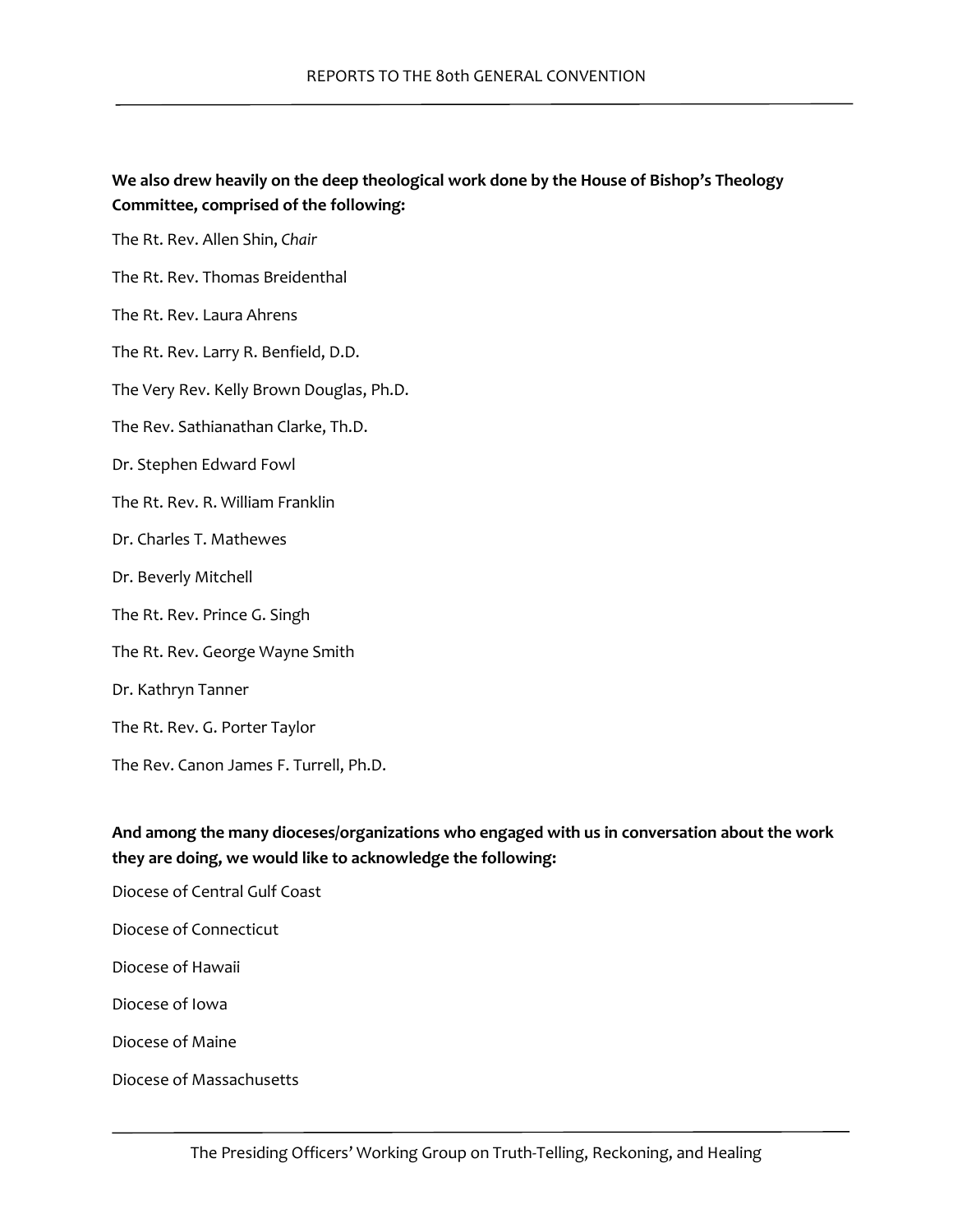**We also drew heavily on the deep theological work done by the House of Bishop's Theology Committee, comprised of the following:**

The Rt. Rev. Allen Shin, *Chair*

The Rt. Rev. Thomas Breidenthal

The Rt. Rev. Laura Ahrens

The Rt. Rev. Larry R. Benfield, D.D.

The Very Rev. Kelly Brown Douglas, Ph.D.

The Rev. Sathianathan Clarke, Th.D.

Dr. Stephen Edward Fowl

The Rt. Rev. R. William Franklin

Dr. Charles T. Mathewes

Dr. Beverly Mitchell

The Rt. Rev. Prince G. Singh

The Rt. Rev. George Wayne Smith

Dr. Kathryn Tanner

The Rt. Rev. G. Porter Taylor

The Rev. Canon James F. Turrell, Ph.D.

**And among the many dioceses/organizations who engaged with us in conversation about the work they are doing, we would like to acknowledge the following:**

Diocese of Central Gulf Coast

Diocese of Connecticut

Diocese of Hawaii

Diocese of Iowa

Diocese of Maine

Diocese of Massachusetts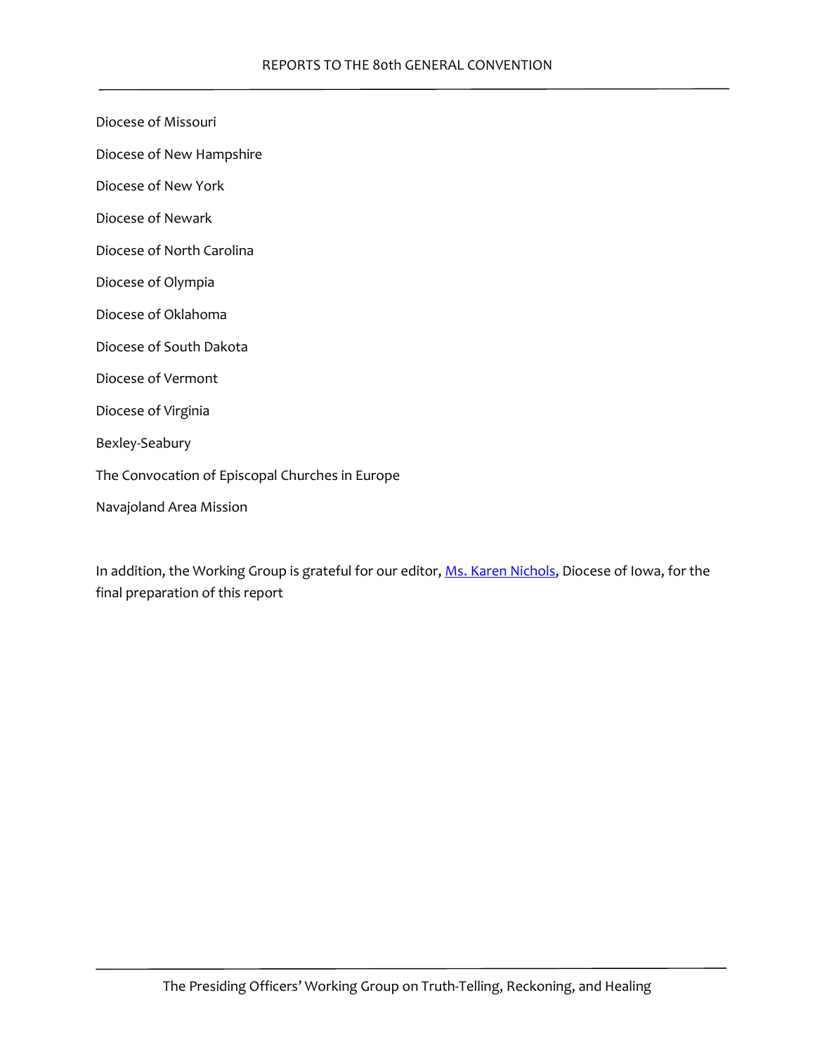Diocese of Missouri

Diocese of New Hampshire

Diocese of New York

Diocese of Newark

Diocese of North Carolina

Diocese of Olympia

Diocese of Oklahoma

Diocese of South Dakota

Diocese of Vermont

Diocese of Virginia

Bexley-Seabury

The Convocation of Episcopal Churches in Europe

Navajoland Area Mission

In addition, the Working Group is grateful for our editor, Ms. Karen Nichols, Diocese of Iowa, for the final preparation of this report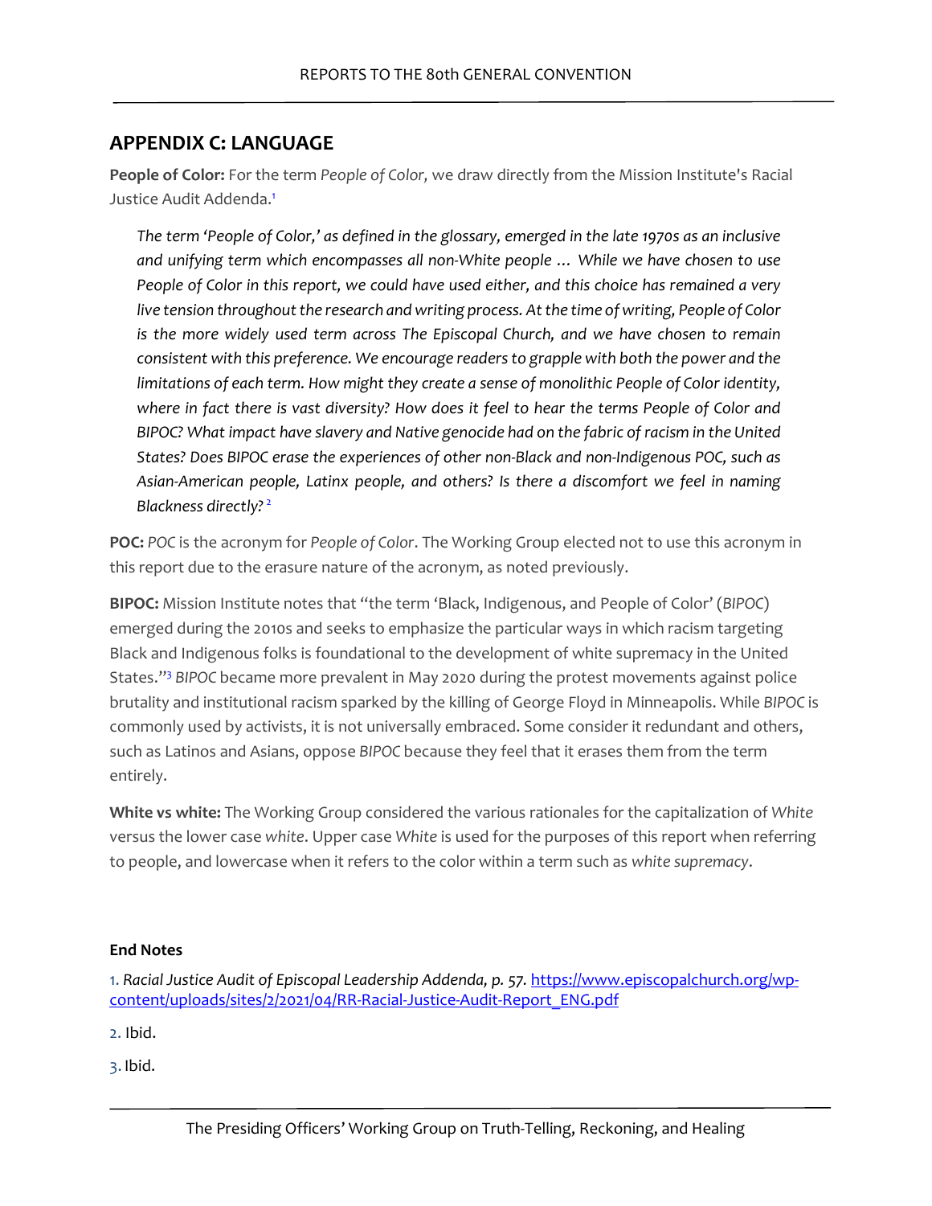## APPENDIX C: LANGUAGE

**People of Color:** For the term *People of Color,* we draw directly from the Mission Institute's Racial Justice Audit Addenda.[1]

> *The term 'People of Color,' as defined in the glossary, emerged in the late 1970s as an inclusive and unifying term which encompasses all non-White people … While we have chosen to use People of Color in this report, we could have used either, and this choice has remained a very live tension throughout the research and writing process. At the time of writing, People of Color is the more widely used term across The Episcopal Church, and we have chosen to remain consistent with this preference. We encourage readers to grapple with both the power and the limitations of each term. How might they create a sense of monolithic People of Color identity, where in fact there is vast diversity? How does it feel to hear the terms People of Color and BIPOC? What impact have slavery and Native genocide had on the fabric of racism in the United States? Does BIPOC erase the experiences of other non-Black and non-Indigenous POC, such as Asian-American people, Latinx people, and others? Is there a discomfort we feel in naming Blackness directly?* [2]

**POC:** *POC* is the acronym for *People of Color*. The Working Group elected not to use this acronym in this report due to the erasure nature of the acronym, as noted previously.

**BIPOC:** Mission Institute notes that "the term 'Black, Indigenous, and People of Color' (*BIPOC*) emerged during the 2010s and seeks to emphasize the particular ways in which racism targeting Black and Indigenous folks is foundational to the development of white supremacy in the United States."[3] *BIPOC* became more prevalent in May 2020 during the protest movements against police brutality and institutional racism sparked by the killing of George Floyd in Minneapolis. While *BIPOC* is commonly used by activists, it is not universally embraced. Some consider it redundant and others, such as Latinos and Asians, oppose *BIPOC* because they feel that it erases them from the term entirely.

**White vs white:** The Working Group considered the various rationales for the capitalization of *White* versus the lower case *white*. Upper case *White* is used for the purposes of this report when referring to people, and lowercase when it refers to the color within a term such as *white supremacy*.

### End Notes

1. *Racial Justice Audit of Episcopal Leadership Addenda, p. 57.* https://www.episcopalchurch.org/wp-content/uploads/sites/2/2021/04/RR-Racial-Justice-Audit-Report_ENG.pdf

2. Ibid.

3. Ibid.